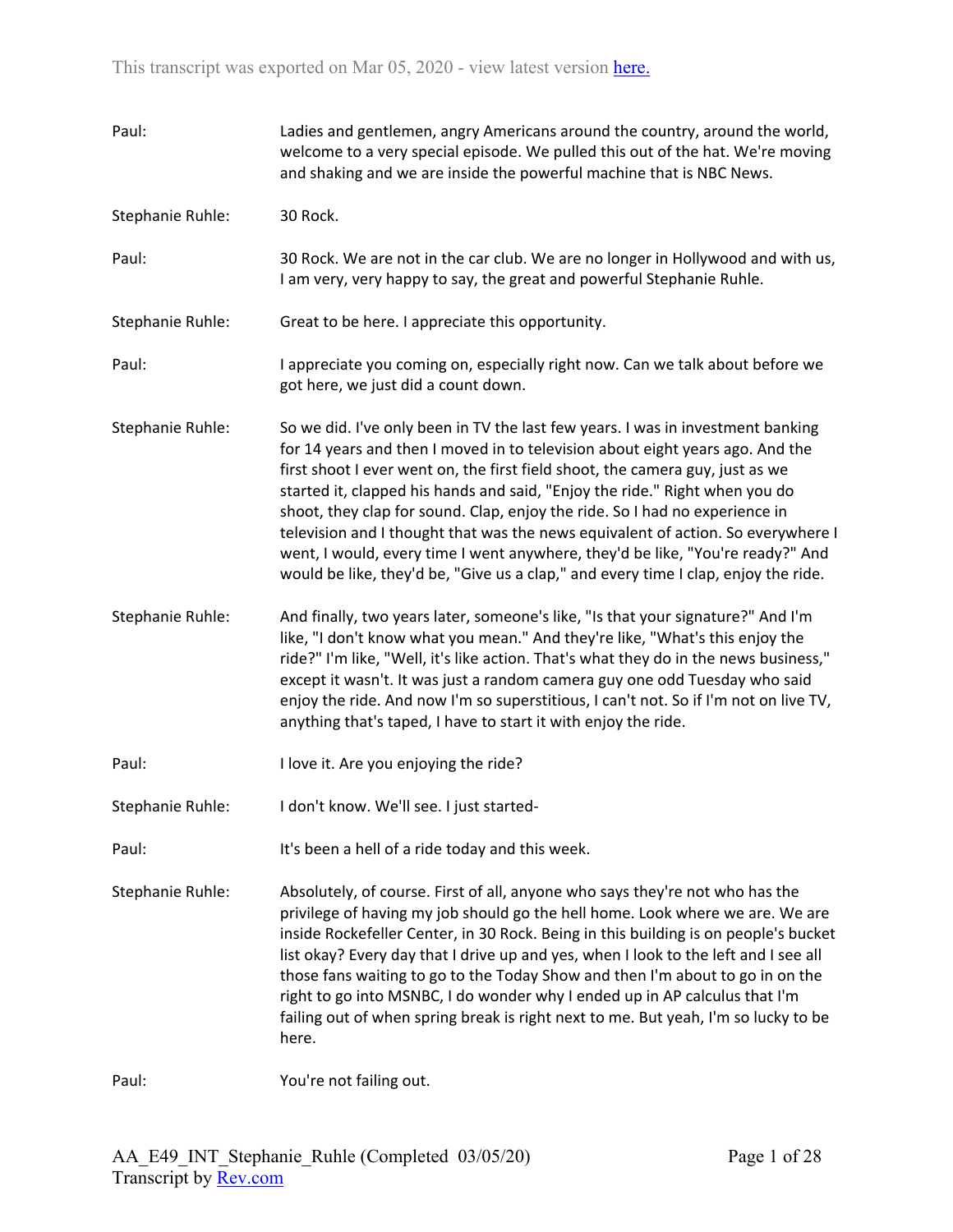This transcript was exported on Mar 05, 2020 - view latest version here.

Paul: Ladies and gentlemen, angry Americans around the country, around the world, welcome to a very special episode. We pulled this out of the hat. We're moving and shaking and we are inside the powerful machine that is NBC News.

Stephanie Ruhle: 30 Rock.

Paul: 30 Rock. We are not in the car club. We are no longer in Hollywood and with us, I am very, very happy to say, the great and powerful Stephanie Ruhle.

Stephanie Ruhle: Great to be here. I appreciate this opportunity.

Paul: I appreciate you coming on, especially right now. Can we talk about before we got here, we just did a count down.

Stephanie Ruhle: So we did. I've only been in TV the last few years. I was in investment banking for 14 years and then I moved in to television about eight years ago. And the first shoot I ever went on, the first field shoot, the camera guy, just as we started it, clapped his hands and said, "Enjoy the ride." Right when you do shoot, they clap for sound. Clap, enjoy the ride. So I had no experience in television and I thought that was the news equivalent of action. So everywhere I went, I would, every time I went anywhere, they'd be like, "You're ready?" And would be like, they'd be, "Give us a clap," and every time I clap, enjoy the ride.

Stephanie Ruhle: And finally, two years later, someone's like, "Is that your signature?" And I'm like, "I don't know what you mean." And they're like, "What's this enjoy the ride?" I'm like, "Well, it's like action. That's what they do in the news business," except it wasn't. It was just a random camera guy one odd Tuesday who said enjoy the ride. And now I'm so superstitious, I can't not. So if I'm not on live TV, anything that's taped, I have to start it with enjoy the ride.

Paul: I love it. Are you enjoying the ride?

Stephanie Ruhle: I don't know. We'll see. I just started-

Paul: It's been a hell of a ride today and this week.

Stephanie Ruhle: Absolutely, of course. First of all, anyone who says they're not who has the privilege of having my job should go the hell home. Look where we are. We are inside Rockefeller Center, in 30 Rock. Being in this building is on people's bucket list okay? Every day that I drive up and yes, when I look to the left and I see all those fans waiting to go to the Today Show and then I'm about to go in on the right to go into MSNBC, I do wonder why I ended up in AP calculus that I'm failing out of when spring break is right next to me. But yeah, I'm so lucky to be here.

Paul: You're not failing out.

AA_E49_INT_Stephanie_Ruhle (Completed 03/05/20)
Transcript by Rev.com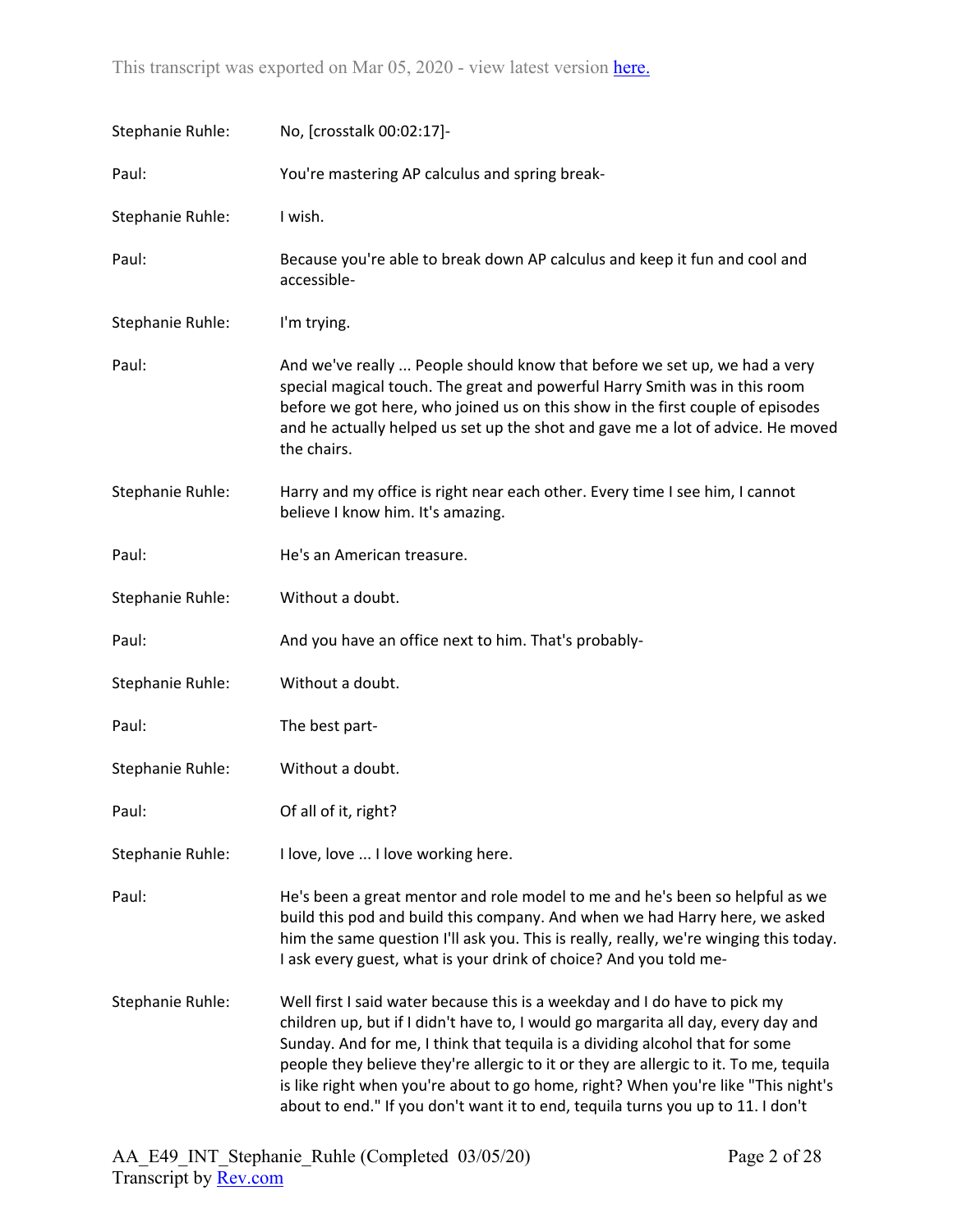| | |
|---|---|
| Stephanie Ruhle: | No, [crosstalk 00:02:17]- |
| Paul: | You're mastering AP calculus and spring break- |
| Stephanie Ruhle: | I wish. |
| Paul: | Because you're able to break down AP calculus and keep it fun and cool and accessible- |
| Stephanie Ruhle: | I'm trying. |
| Paul: | And we've really ... People should know that before we set up, we had a very special magical touch. The great and powerful Harry Smith was in this room before we got here, who joined us on this show in the first couple of episodes and he actually helped us set up the shot and gave me a lot of advice. He moved the chairs. |
| Stephanie Ruhle: | Harry and my office is right near each other. Every time I see him, I cannot believe I know him. It's amazing. |
| Paul: | He's an American treasure. |
| Stephanie Ruhle: | Without a doubt. |
| Paul: | And you have an office next to him. That's probably- |
| Stephanie Ruhle: | Without a doubt. |
| Paul: | The best part- |
| Stephanie Ruhle: | Without a doubt. |
| Paul: | Of all of it, right? |
| Stephanie Ruhle: | I love, love ... I love working here. |
| Paul: | He's been a great mentor and role model to me and he's been so helpful as we build this pod and build this company. And when we had Harry here, we asked him the same question I'll ask you. This is really, really, we're winging this today. I ask every guest, what is your drink of choice? And you told me- |
| Stephanie Ruhle: | Well first I said water because this is a weekday and I do have to pick my children up, but if I didn't have to, I would go margarita all day, every day and Sunday. And for me, I think that tequila is a dividing alcohol that for some people they believe they're allergic to it or they are allergic to it. To me, tequila is like right when you're about to go home, right? When you're like "This night's about to end." If you don't want it to end, tequila turns you up to 11. I don't |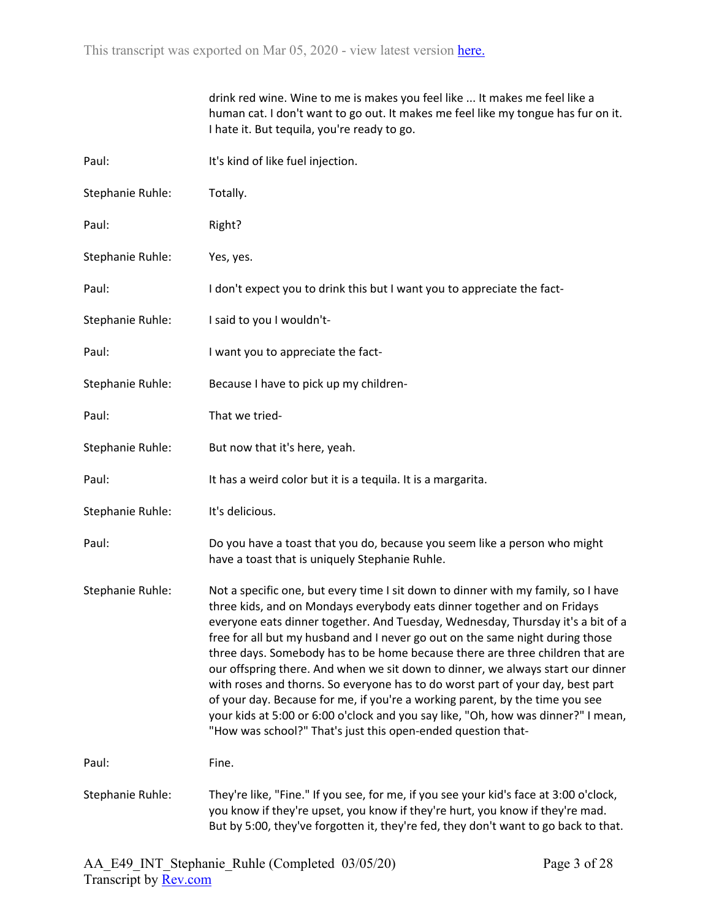drink red wine. Wine to me is makes you feel like ... It makes me feel like a human cat. I don't want to go out. It makes me feel like my tongue has fur on it. I hate it. But tequila, you're ready to go.

Paul: It's kind of like fuel injection.

Stephanie Ruhle: Totally.

Paul: Right?

Stephanie Ruhle: Yes, yes.

Paul: I don't expect you to drink this but I want you to appreciate the fact-

Stephanie Ruhle: I said to you I wouldn't-

Paul: I want you to appreciate the fact-

Stephanie Ruhle: Because I have to pick up my children-

Paul: That we tried-

Stephanie Ruhle: But now that it's here, yeah.

Paul: It has a weird color but it is a tequila. It is a margarita.

Stephanie Ruhle: It's delicious.

Paul: Do you have a toast that you do, because you seem like a person who might have a toast that is uniquely Stephanie Ruhle.

Stephanie Ruhle: Not a specific one, but every time I sit down to dinner with my family, so I have three kids, and on Mondays everybody eats dinner together and on Fridays everyone eats dinner together. And Tuesday, Wednesday, Thursday it's a bit of a free for all but my husband and I never go out on the same night during those three days. Somebody has to be home because there are three children that are our offspring there. And when we sit down to dinner, we always start our dinner with roses and thorns. So everyone has to do worst part of your day, best part of your day. Because for me, if you're a working parent, by the time you see your kids at 5:00 or 6:00 o'clock and you say like, "Oh, how was dinner?" I mean, "How was school?" That's just this open-ended question that-

Paul: Fine.

Stephanie Ruhle: They're like, "Fine." If you see, for me, if you see your kid's face at 3:00 o'clock, you know if they're upset, you know if they're hurt, you know if they're mad. But by 5:00, they've forgotten it, they're fed, they don't want to go back to that.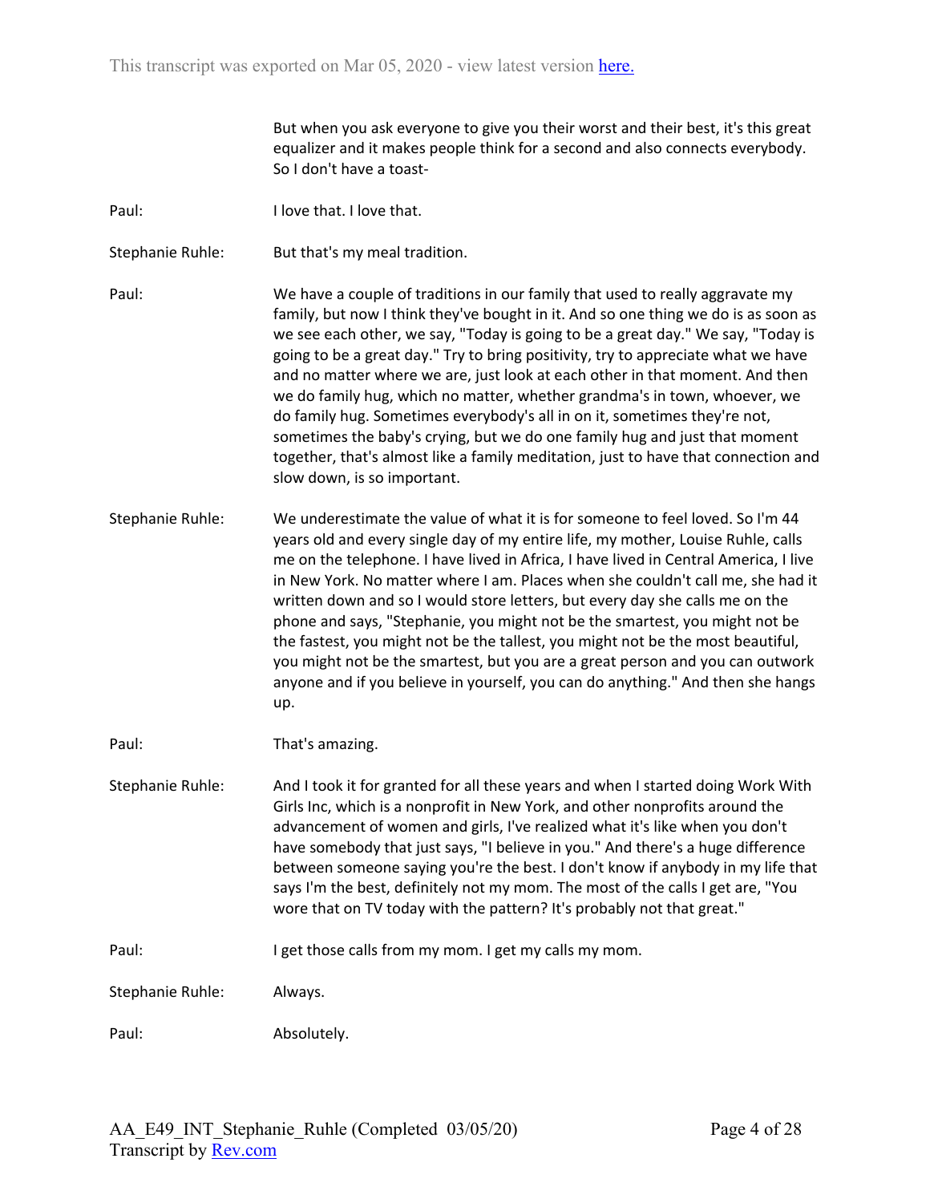But when you ask everyone to give you their worst and their best, it's this great equalizer and it makes people think for a second and also connects everybody. So I don't have a toast-

**Paul:** I love that. I love that.

**Stephanie Ruhle:** But that's my meal tradition.

**Paul:** We have a couple of traditions in our family that used to really aggravate my family, but now I think they've bought in it. And so one thing we do is as soon as we see each other, we say, "Today is going to be a great day." We say, "Today is going to be a great day." Try to bring positivity, try to appreciate what we have and no matter where we are, just look at each other in that moment. And then we do family hug, which no matter, whether grandma's in town, whoever, we do family hug. Sometimes everybody's all in on it, sometimes they're not, sometimes the baby's crying, but we do one family hug and just that moment together, that's almost like a family meditation, just to have that connection and slow down, is so important.

**Stephanie Ruhle:** We underestimate the value of what it is for someone to feel loved. So I'm 44 years old and every single day of my entire life, my mother, Louise Ruhle, calls me on the telephone. I have lived in Africa, I have lived in Central America, I live in New York. No matter where I am. Places when she couldn't call me, she had it written down and so I would store letters, but every day she calls me on the phone and says, "Stephanie, you might not be the smartest, you might not be the fastest, you might not be the tallest, you might not be the most beautiful, you might not be the smartest, but you are a great person and you can outwork anyone and if you believe in yourself, you can do anything." And then she hangs up.

**Paul:** That's amazing.

**Stephanie Ruhle:** And I took it for granted for all these years and when I started doing Work With Girls Inc, which is a nonprofit in New York, and other nonprofits around the advancement of women and girls, I've realized what it's like when you don't have somebody that just says, "I believe in you." And there's a huge difference between someone saying you're the best. I don't know if anybody in my life that says I'm the best, definitely not my mom. The most of the calls I get are, "You wore that on TV today with the pattern? It's probably not that great."

**Paul:** I get those calls from my mom. I get my calls my mom.

**Stephanie Ruhle:** Always.

**Paul:** Absolutely.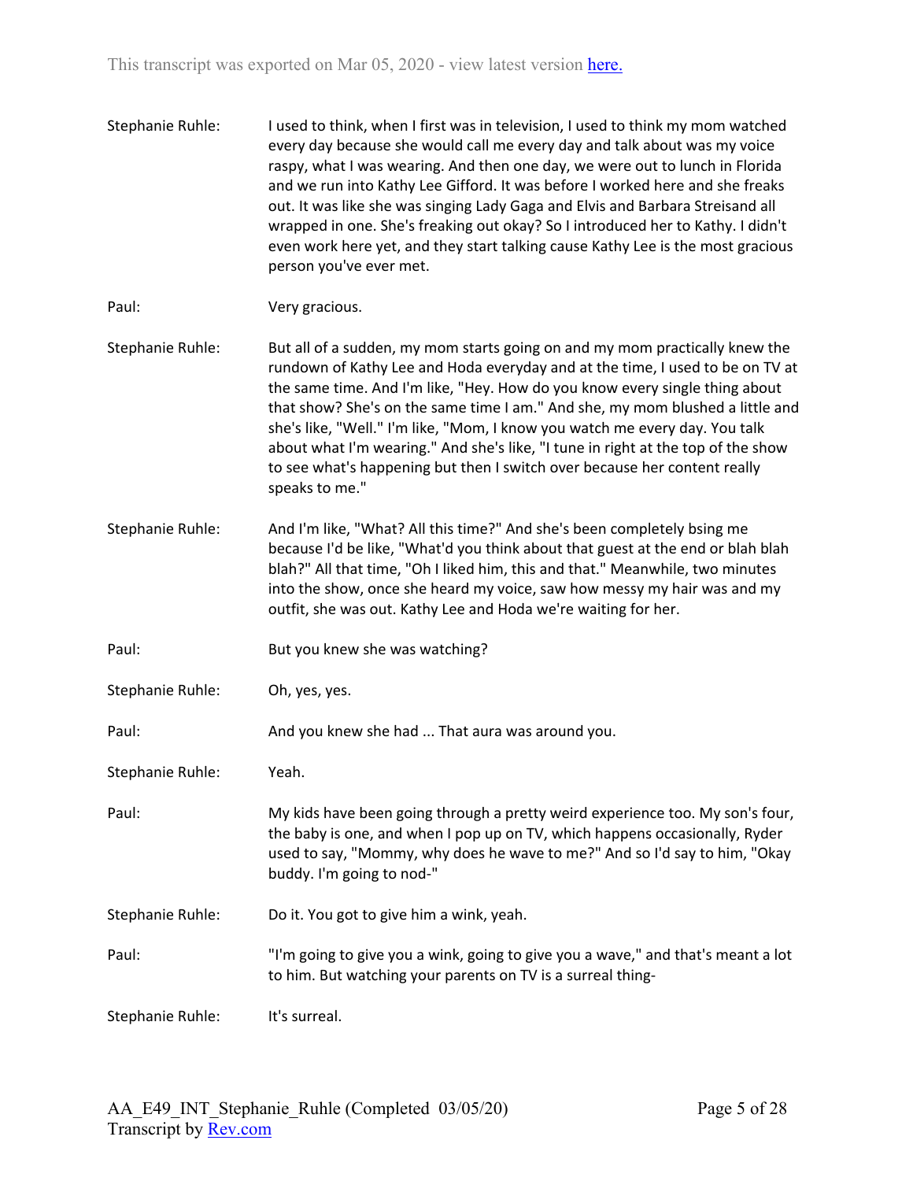Stephanie Ruhle: I used to think, when I first was in television, I used to think my mom watched every day because she would call me every day and talk about was my voice raspy, what I was wearing. And then one day, we were out to lunch in Florida and we run into Kathy Lee Gifford. It was before I worked here and she freaks out. It was like she was singing Lady Gaga and Elvis and Barbara Streisand all wrapped in one. She's freaking out okay? So I introduced her to Kathy. I didn't even work here yet, and they start talking cause Kathy Lee is the most gracious person you've ever met.

Paul: Very gracious.

Stephanie Ruhle: But all of a sudden, my mom starts going on and my mom practically knew the rundown of Kathy Lee and Hoda everyday and at the time, I used to be on TV at the same time. And I'm like, "Hey. How do you know every single thing about that show? She's on the same time I am." And she, my mom blushed a little and she's like, "Well." I'm like, "Mom, I know you watch me every day. You talk about what I'm wearing." And she's like, "I tune in right at the top of the show to see what's happening but then I switch over because her content really speaks to me."

Stephanie Ruhle: And I'm like, "What? All this time?" And she's been completely bsing me because I'd be like, "What'd you think about that guest at the end or blah blah blah?" All that time, "Oh I liked him, this and that." Meanwhile, two minutes into the show, once she heard my voice, saw how messy my hair was and my outfit, she was out. Kathy Lee and Hoda we're waiting for her.

Paul: But you knew she was watching?

Stephanie Ruhle: Oh, yes, yes.

Paul: And you knew she had ... That aura was around you.

Stephanie Ruhle: Yeah.

Paul: My kids have been going through a pretty weird experience too. My son's four, the baby is one, and when I pop up on TV, which happens occasionally, Ryder used to say, "Mommy, why does he wave to me?" And so I'd say to him, "Okay buddy. I'm going to nod-"

Stephanie Ruhle: Do it. You got to give him a wink, yeah.

Paul: "I'm going to give you a wink, going to give you a wave," and that's meant a lot to him. But watching your parents on TV is a surreal thing-

Stephanie Ruhle: It's surreal.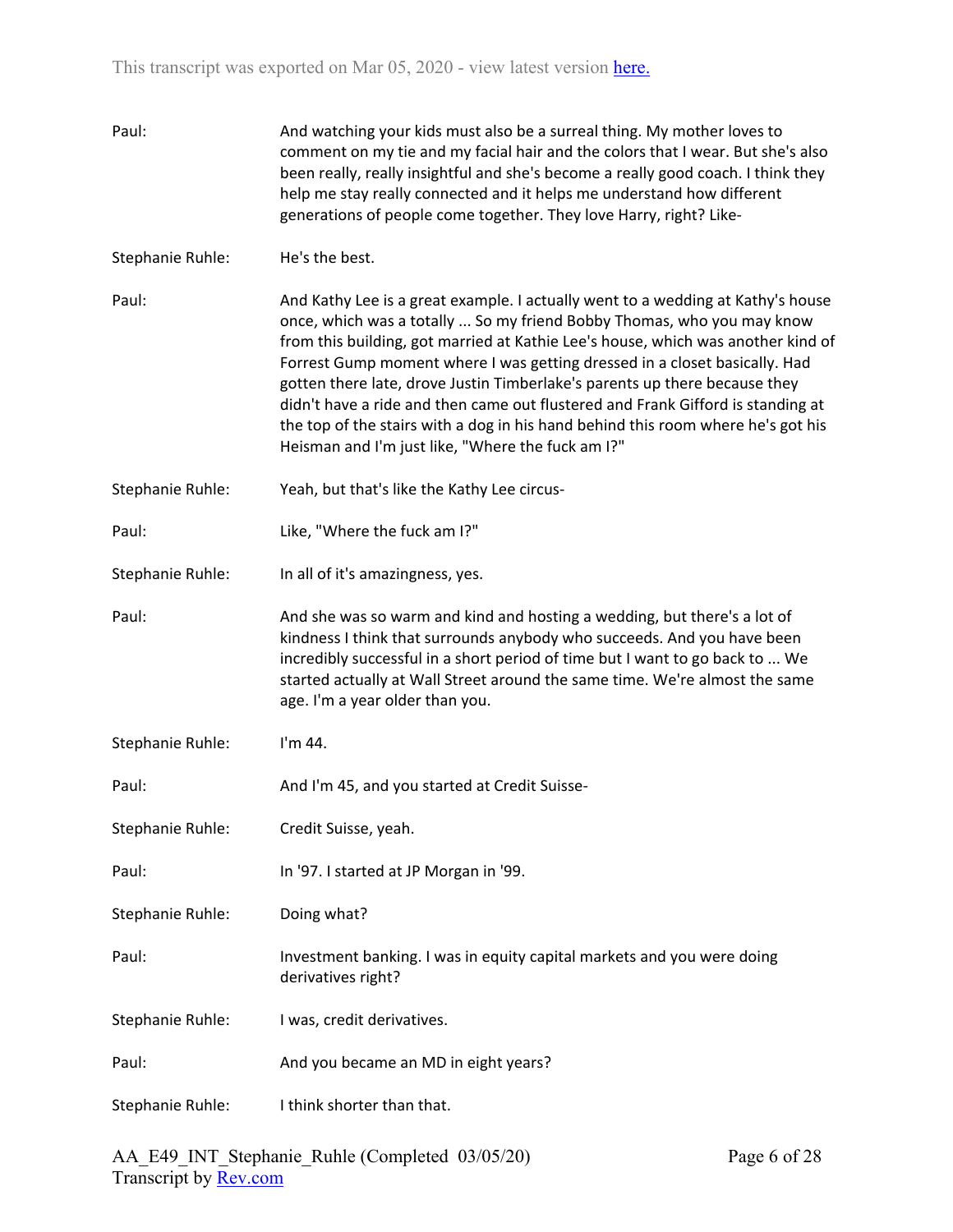Paul: And watching your kids must also be a surreal thing. My mother loves to comment on my tie and my facial hair and the colors that I wear. But she's also been really, really insightful and she's become a really good coach. I think they help me stay really connected and it helps me understand how different generations of people come together. They love Harry, right? Like-

Stephanie Ruhle: He's the best.

Paul: And Kathy Lee is a great example. I actually went to a wedding at Kathy's house once, which was a totally ... So my friend Bobby Thomas, who you may know from this building, got married at Kathie Lee's house, which was another kind of Forrest Gump moment where I was getting dressed in a closet basically. Had gotten there late, drove Justin Timberlake's parents up there because they didn't have a ride and then came out flustered and Frank Gifford is standing at the top of the stairs with a dog in his hand behind this room where he's got his Heisman and I'm just like, "Where the fuck am I?"

Stephanie Ruhle: Yeah, but that's like the Kathy Lee circus-

Paul: Like, "Where the fuck am I?"

Stephanie Ruhle: In all of it's amazingness, yes.

Paul: And she was so warm and kind and hosting a wedding, but there's a lot of kindness I think that surrounds anybody who succeeds. And you have been incredibly successful in a short period of time but I want to go back to ... We started actually at Wall Street around the same time. We're almost the same age. I'm a year older than you.

Stephanie Ruhle: I'm 44.

Paul: And I'm 45, and you started at Credit Suisse-

Stephanie Ruhle: Credit Suisse, yeah.

Paul: In '97. I started at JP Morgan in '99.

Stephanie Ruhle: Doing what?

Paul: Investment banking. I was in equity capital markets and you were doing derivatives right?

Stephanie Ruhle: I was, credit derivatives.

Paul: And you became an MD in eight years?

Stephanie Ruhle: I think shorter than that.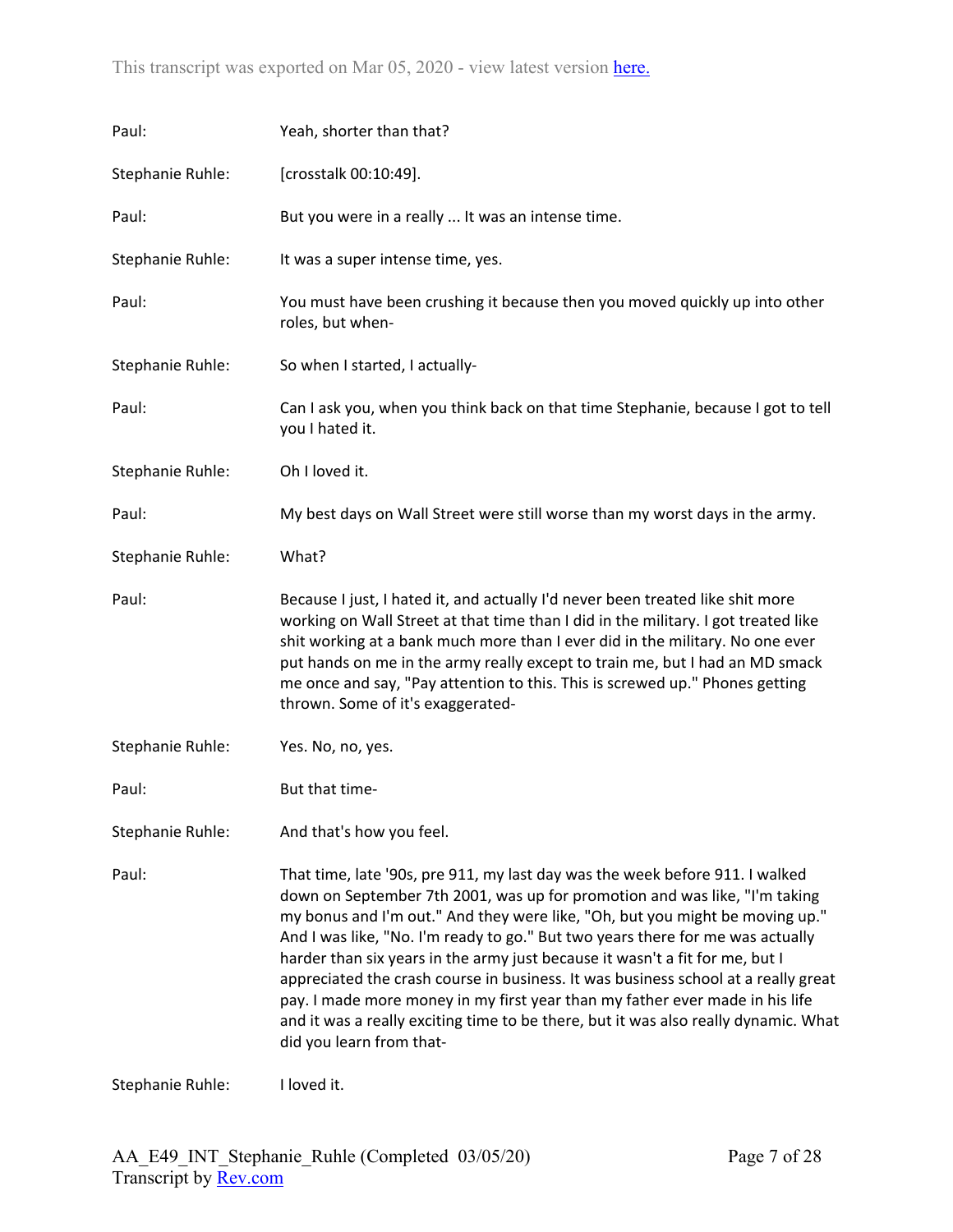Paul: Yeah, shorter than that?

Stephanie Ruhle: [crosstalk 00:10:49].

Paul: But you were in a really ... It was an intense time.

Stephanie Ruhle: It was a super intense time, yes.

Paul: You must have been crushing it because then you moved quickly up into other roles, but when-

Stephanie Ruhle: So when I started, I actually-

Paul: Can I ask you, when you think back on that time Stephanie, because I got to tell you I hated it.

Stephanie Ruhle: Oh I loved it.

Paul: My best days on Wall Street were still worse than my worst days in the army.

Stephanie Ruhle: What?

Paul: Because I just, I hated it, and actually I'd never been treated like shit more working on Wall Street at that time than I did in the military. I got treated like shit working at a bank much more than I ever did in the military. No one ever put hands on me in the army really except to train me, but I had an MD smack me once and say, "Pay attention to this. This is screwed up." Phones getting thrown. Some of it's exaggerated-

Stephanie Ruhle: Yes. No, no, yes.

Paul: But that time-

Stephanie Ruhle: And that's how you feel.

Paul: That time, late '90s, pre 911, my last day was the week before 911. I walked down on September 7th 2001, was up for promotion and was like, "I'm taking my bonus and I'm out." And they were like, "Oh, but you might be moving up." And I was like, "No. I'm ready to go." But two years there for me was actually harder than six years in the army just because it wasn't a fit for me, but I appreciated the crash course in business. It was business school at a really great pay. I made more money in my first year than my father ever made in his life and it was a really exciting time to be there, but it was also really dynamic. What did you learn from that-

Stephanie Ruhle: I loved it.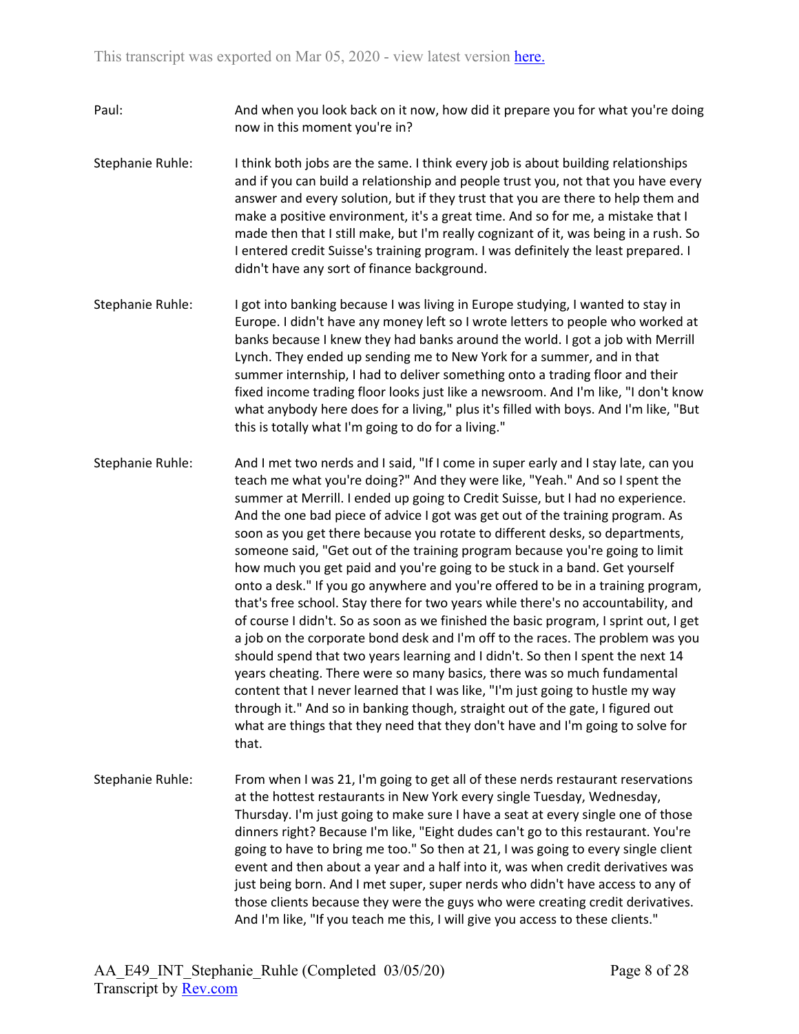Paul: And when you look back on it now, how did it prepare you for what you're doing now in this moment you're in?

Stephanie Ruhle: I think both jobs are the same. I think every job is about building relationships and if you can build a relationship and people trust you, not that you have every answer and every solution, but if they trust that you are there to help them and make a positive environment, it's a great time. And so for me, a mistake that I made then that I still make, but I'm really cognizant of it, was being in a rush. So I entered credit Suisse's training program. I was definitely the least prepared. I didn't have any sort of finance background.

Stephanie Ruhle: I got into banking because I was living in Europe studying, I wanted to stay in Europe. I didn't have any money left so I wrote letters to people who worked at banks because I knew they had banks around the world. I got a job with Merrill Lynch. They ended up sending me to New York for a summer, and in that summer internship, I had to deliver something onto a trading floor and their fixed income trading floor looks just like a newsroom. And I'm like, "I don't know what anybody here does for a living," plus it's filled with boys. And I'm like, "But this is totally what I'm going to do for a living."

Stephanie Ruhle: And I met two nerds and I said, "If I come in super early and I stay late, can you teach me what you're doing?" And they were like, "Yeah." And so I spent the summer at Merrill. I ended up going to Credit Suisse, but I had no experience. And the one bad piece of advice I got was get out of the training program. As soon as you get there because you rotate to different desks, so departments, someone said, "Get out of the training program because you're going to limit how much you get paid and you're going to be stuck in a band. Get yourself onto a desk." If you go anywhere and you're offered to be in a training program, that's free school. Stay there for two years while there's no accountability, and of course I didn't. So as soon as we finished the basic program, I sprint out, I get a job on the corporate bond desk and I'm off to the races. The problem was you should spend that two years learning and I didn't. So then I spent the next 14 years cheating. There were so many basics, there was so much fundamental content that I never learned that I was like, "I'm just going to hustle my way through it." And so in banking though, straight out of the gate, I figured out what are things that they need that they don't have and I'm going to solve for that.

Stephanie Ruhle: From when I was 21, I'm going to get all of these nerds restaurant reservations at the hottest restaurants in New York every single Tuesday, Wednesday, Thursday. I'm just going to make sure I have a seat at every single one of those dinners right? Because I'm like, "Eight dudes can't go to this restaurant. You're going to have to bring me too." So then at 21, I was going to every single client event and then about a year and a half into it, was when credit derivatives was just being born. And I met super, super nerds who didn't have access to any of those clients because they were the guys who were creating credit derivatives. And I'm like, "If you teach me this, I will give you access to these clients."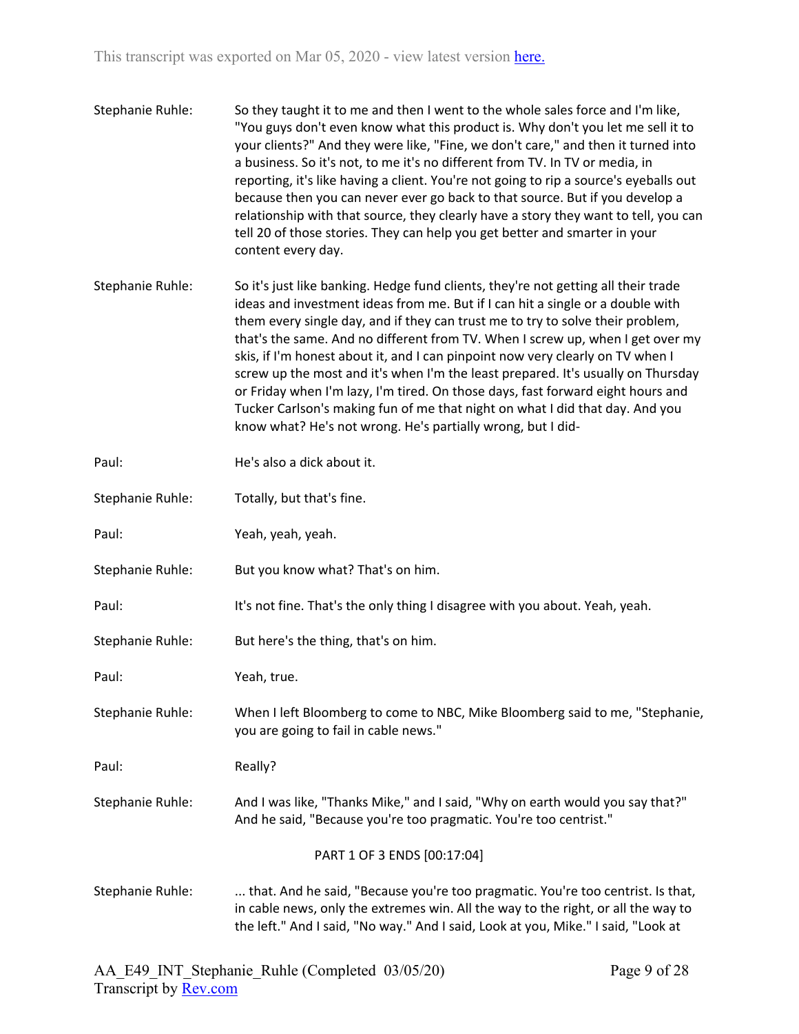Stephanie Ruhle: So they taught it to me and then I went to the whole sales force and I'm like, "You guys don't even know what this product is. Why don't you let me sell it to your clients?" And they were like, "Fine, we don't care," and then it turned into a business. So it's not, to me it's no different from TV. In TV or media, in reporting, it's like having a client. You're not going to rip a source's eyeballs out because then you can never ever go back to that source. But if you develop a relationship with that source, they clearly have a story they want to tell, you can tell 20 of those stories. They can help you get better and smarter in your content every day.

Stephanie Ruhle: So it's just like banking. Hedge fund clients, they're not getting all their trade ideas and investment ideas from me. But if I can hit a single or a double with them every single day, and if they can trust me to try to solve their problem, that's the same. And no different from TV. When I screw up, when I get over my skis, if I'm honest about it, and I can pinpoint now very clearly on TV when I screw up the most and it's when I'm the least prepared. It's usually on Thursday or Friday when I'm lazy, I'm tired. On those days, fast forward eight hours and Tucker Carlson's making fun of me that night on what I did that day. And you know what? He's not wrong. He's partially wrong, but I did-

Paul: He's also a dick about it.

Stephanie Ruhle: Totally, but that's fine.

Paul: Yeah, yeah, yeah.

Stephanie Ruhle: But you know what? That's on him.

Paul: It's not fine. That's the only thing I disagree with you about. Yeah, yeah.

Stephanie Ruhle: But here's the thing, that's on him.

Paul: Yeah, true.

Stephanie Ruhle: When I left Bloomberg to come to NBC, Mike Bloomberg said to me, "Stephanie, you are going to fail in cable news."

Paul: Really?

Stephanie Ruhle: And I was like, "Thanks Mike," and I said, "Why on earth would you say that?" And he said, "Because you're too pragmatic. You're too centrist."

PART 1 OF 3 ENDS [00:17:04]

Stephanie Ruhle: ... that. And he said, "Because you're too pragmatic. You're too centrist. Is that, in cable news, only the extremes win. All the way to the right, or all the way to the left." And I said, "No way." And I said, Look at you, Mike." I said, "Look at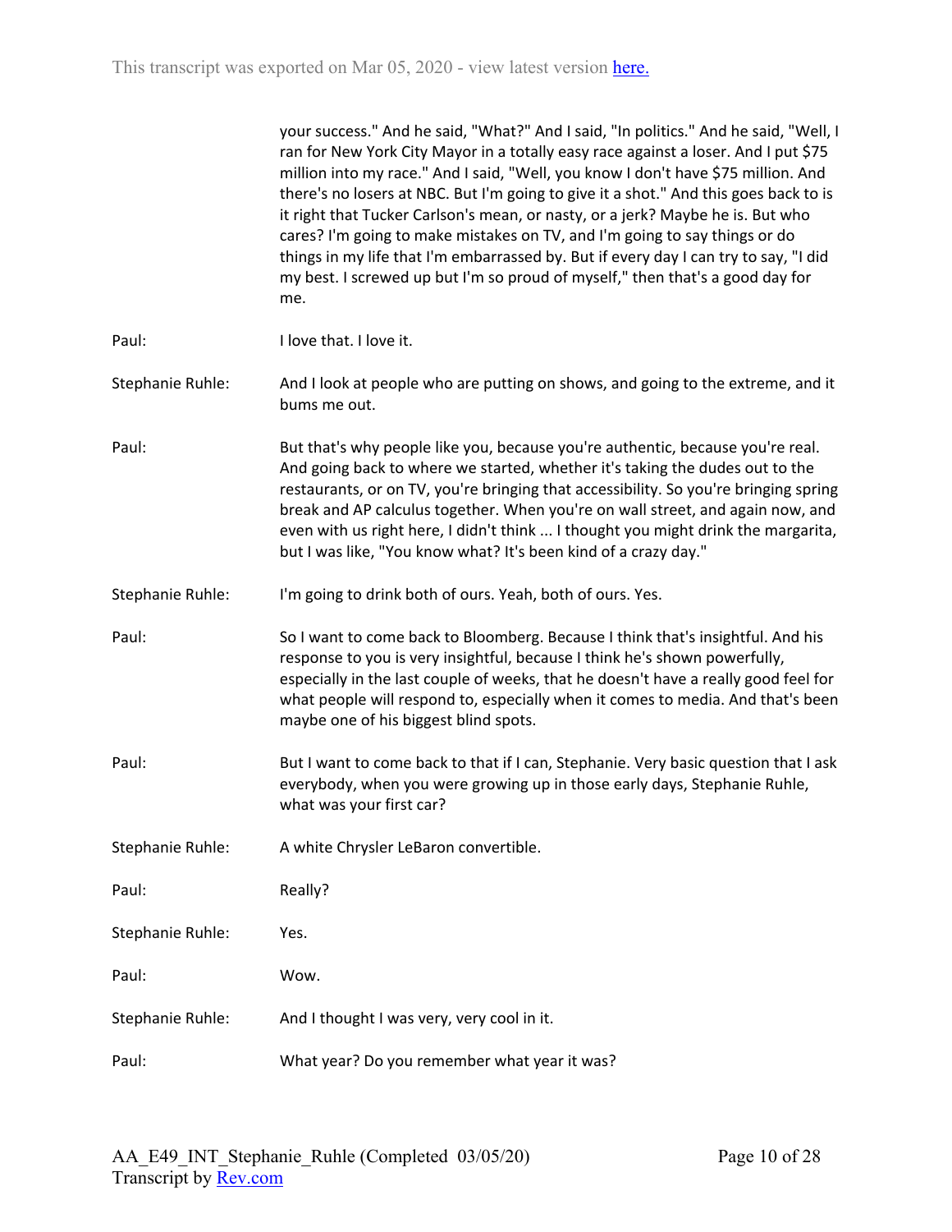your success." And he said, "What?" And I said, "In politics." And he said, "Well, I ran for New York City Mayor in a totally easy race against a loser. And I put $75 million into my race." And I said, "Well, you know I don't have $75 million. And there's no losers at NBC. But I'm going to give it a shot." And this goes back to is it right that Tucker Carlson's mean, or nasty, or a jerk? Maybe he is. But who cares? I'm going to make mistakes on TV, and I'm going to say things or do things in my life that I'm embarrassed by. But if every day I can try to say, "I did my best. I screwed up but I'm so proud of myself," then that's a good day for me.

Paul: I love that. I love it.

Stephanie Ruhle: And I look at people who are putting on shows, and going to the extreme, and it bums me out.

Paul: But that's why people like you, because you're authentic, because you're real. And going back to where we started, whether it's taking the dudes out to the restaurants, or on TV, you're bringing that accessibility. So you're bringing spring break and AP calculus together. When you're on wall street, and again now, and even with us right here, I didn't think ... I thought you might drink the margarita, but I was like, "You know what? It's been kind of a crazy day."

Stephanie Ruhle: I'm going to drink both of ours. Yeah, both of ours. Yes.

Paul: So I want to come back to Bloomberg. Because I think that's insightful. And his response to you is very insightful, because I think he's shown powerfully, especially in the last couple of weeks, that he doesn't have a really good feel for what people will respond to, especially when it comes to media. And that's been maybe one of his biggest blind spots.

Paul: But I want to come back to that if I can, Stephanie. Very basic question that I ask everybody, when you were growing up in those early days, Stephanie Ruhle, what was your first car?

Stephanie Ruhle: A white Chrysler LeBaron convertible.

Paul: Really?

Stephanie Ruhle: Yes.

Paul: Wow.

Stephanie Ruhle: And I thought I was very, very cool in it.

Paul: What year? Do you remember what year it was?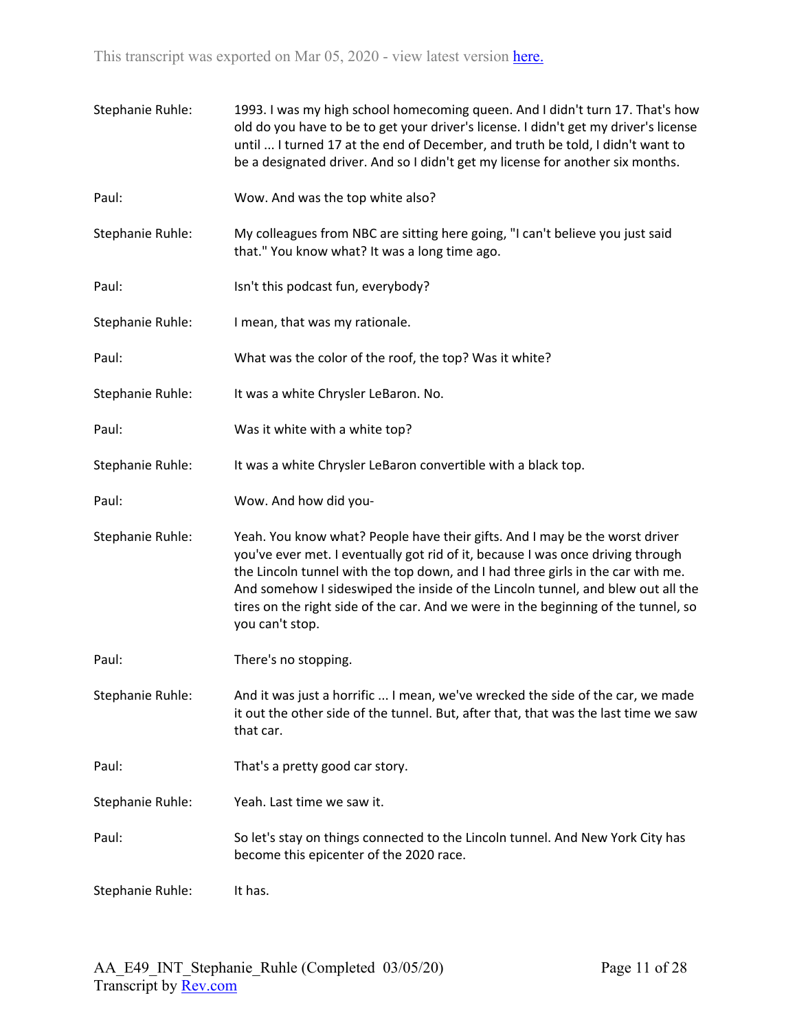**Stephanie Ruhle:** 1993. I was my high school homecoming queen. And I didn't turn 17. That's how old do you have to be to get your driver's license. I didn't get my driver's license until ... I turned 17 at the end of December, and truth be told, I didn't want to be a designated driver. And so I didn't get my license for another six months.

**Paul:** Wow. And was the top white also?

**Stephanie Ruhle:** My colleagues from NBC are sitting here going, "I can't believe you just said that." You know what? It was a long time ago.

**Paul:** Isn't this podcast fun, everybody?

**Stephanie Ruhle:** I mean, that was my rationale.

**Paul:** What was the color of the roof, the top? Was it white?

**Stephanie Ruhle:** It was a white Chrysler LeBaron. No.

**Paul:** Was it white with a white top?

**Stephanie Ruhle:** It was a white Chrysler LeBaron convertible with a black top.

**Paul:** Wow. And how did you-

**Stephanie Ruhle:** Yeah. You know what? People have their gifts. And I may be the worst driver you've ever met. I eventually got rid of it, because I was once driving through the Lincoln tunnel with the top down, and I had three girls in the car with me. And somehow I sideswiped the inside of the Lincoln tunnel, and blew out all the tires on the right side of the car. And we were in the beginning of the tunnel, so you can't stop.

**Paul:** There's no stopping.

**Stephanie Ruhle:** And it was just a horrific ... I mean, we've wrecked the side of the car, we made it out the other side of the tunnel. But, after that, that was the last time we saw that car.

**Paul:** That's a pretty good car story.

**Stephanie Ruhle:** Yeah. Last time we saw it.

**Paul:** So let's stay on things connected to the Lincoln tunnel. And New York City has become this epicenter of the 2020 race.

**Stephanie Ruhle:** It has.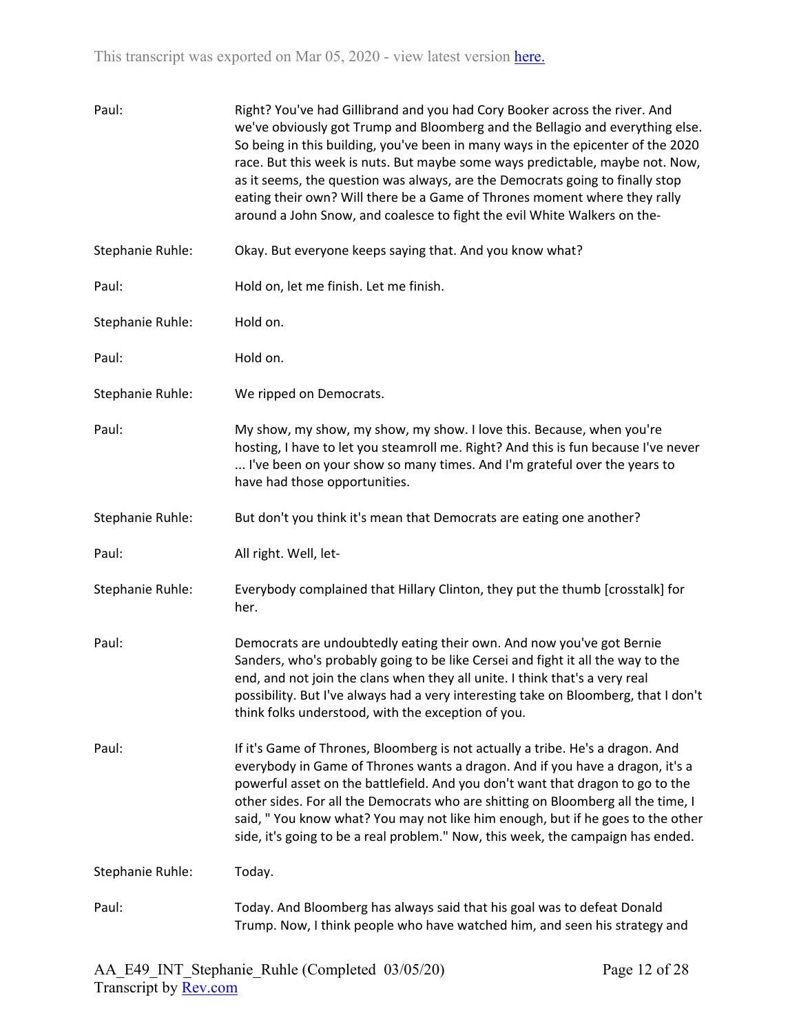Paul: Right? You've had Gillibrand and you had Cory Booker across the river. And we've obviously got Trump and Bloomberg and the Bellagio and everything else. So being in this building, you've been in many ways in the epicenter of the 2020 race. But this week is nuts. But maybe some ways predictable, maybe not. Now, as it seems, the question was always, are the Democrats going to finally stop eating their own? Will there be a Game of Thrones moment where they rally around a John Snow, and coalesce to fight the evil White Walkers on the-

Stephanie Ruhle: Okay. But everyone keeps saying that. And you know what?

Paul: Hold on, let me finish. Let me finish.

Stephanie Ruhle: Hold on.

Paul: Hold on.

Stephanie Ruhle: We ripped on Democrats.

Paul: My show, my show, my show, my show. I love this. Because, when you're hosting, I have to let you steamroll me. Right? And this is fun because I've never ... I've been on your show so many times. And I'm grateful over the years to have had those opportunities.

Stephanie Ruhle: But don't you think it's mean that Democrats are eating one another?

Paul: All right. Well, let-

Stephanie Ruhle: Everybody complained that Hillary Clinton, they put the thumb [crosstalk] for her.

Paul: Democrats are undoubtedly eating their own. And now you've got Bernie Sanders, who's probably going to be like Cersei and fight it all the way to the end, and not join the clans when they all unite. I think that's a very real possibility. But I've always had a very interesting take on Bloomberg, that I don't think folks understood, with the exception of you.

Paul: If it's Game of Thrones, Bloomberg is not actually a tribe. He's a dragon. And everybody in Game of Thrones wants a dragon. And if you have a dragon, it's a powerful asset on the battlefield. And you don't want that dragon to go to the other sides. For all the Democrats who are shitting on Bloomberg all the time, I said, " You know what? You may not like him enough, but if he goes to the other side, it's going to be a real problem." Now, this week, the campaign has ended.

Stephanie Ruhle: Today.

Paul: Today. And Bloomberg has always said that his goal was to defeat Donald Trump. Now, I think people who have watched him, and seen his strategy and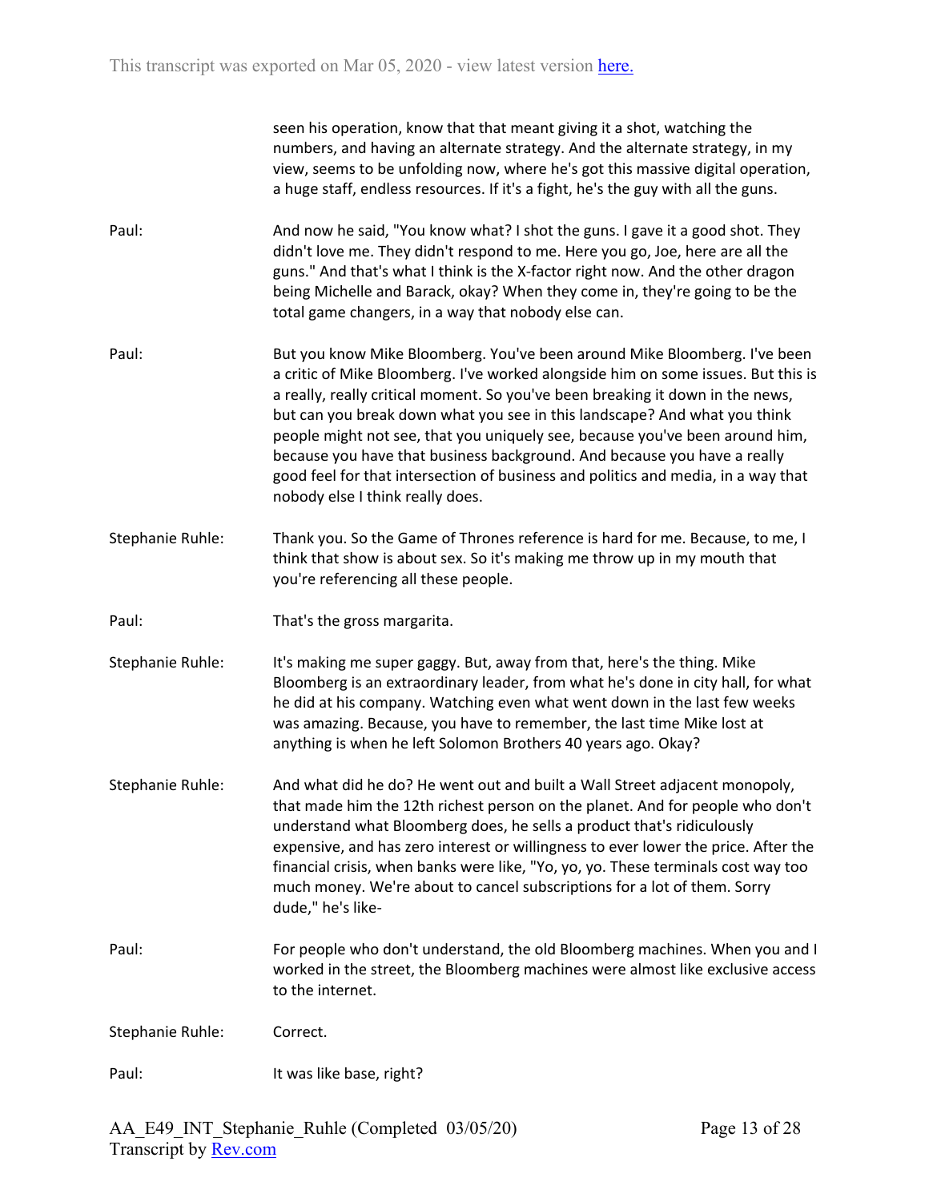seen his operation, know that that meant giving it a shot, watching the numbers, and having an alternate strategy. And the alternate strategy, in my view, seems to be unfolding now, where he's got this massive digital operation, a huge staff, endless resources. If it's a fight, he's the guy with all the guns.

Paul: And now he said, "You know what? I shot the guns. I gave it a good shot. They didn't love me. They didn't respond to me. Here you go, Joe, here are all the guns." And that's what I think is the X-factor right now. And the other dragon being Michelle and Barack, okay? When they come in, they're going to be the total game changers, in a way that nobody else can.

Paul: But you know Mike Bloomberg. You've been around Mike Bloomberg. I've been a critic of Mike Bloomberg. I've worked alongside him on some issues. But this is a really, really critical moment. So you've been breaking it down in the news, but can you break down what you see in this landscape? And what you think people might not see, that you uniquely see, because you've been around him, because you have that business background. And because you have a really good feel for that intersection of business and politics and media, in a way that nobody else I think really does.

Stephanie Ruhle: Thank you. So the Game of Thrones reference is hard for me. Because, to me, I think that show is about sex. So it's making me throw up in my mouth that you're referencing all these people.

Paul: That's the gross margarita.

Stephanie Ruhle: It's making me super gaggy. But, away from that, here's the thing. Mike Bloomberg is an extraordinary leader, from what he's done in city hall, for what he did at his company. Watching even what went down in the last few weeks was amazing. Because, you have to remember, the last time Mike lost at anything is when he left Solomon Brothers 40 years ago. Okay?

Stephanie Ruhle: And what did he do? He went out and built a Wall Street adjacent monopoly, that made him the 12th richest person on the planet. And for people who don't understand what Bloomberg does, he sells a product that's ridiculously expensive, and has zero interest or willingness to ever lower the price. After the financial crisis, when banks were like, "Yo, yo, yo. These terminals cost way too much money. We're about to cancel subscriptions for a lot of them. Sorry dude," he's like-

Paul: For people who don't understand, the old Bloomberg machines. When you and I worked in the street, the Bloomberg machines were almost like exclusive access to the internet.

Stephanie Ruhle: Correct.

Paul: It was like base, right?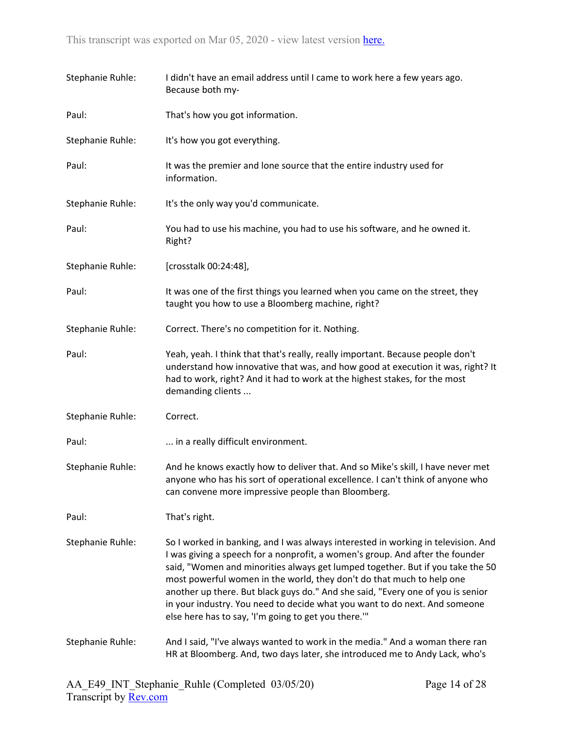Stephanie Ruhle: I didn't have an email address until I came to work here a few years ago. Because both my-

Paul: That's how you got information.

Stephanie Ruhle: It's how you got everything.

Paul: It was the premier and lone source that the entire industry used for information.

Stephanie Ruhle: It's the only way you'd communicate.

Paul: You had to use his machine, you had to use his software, and he owned it. Right?

Stephanie Ruhle: [crosstalk 00:24:48],

Paul: It was one of the first things you learned when you came on the street, they taught you how to use a Bloomberg machine, right?

Stephanie Ruhle: Correct. There's no competition for it. Nothing.

Paul: Yeah, yeah. I think that that's really, really important. Because people don't understand how innovative that was, and how good at execution it was, right? It had to work, right? And it had to work at the highest stakes, for the most demanding clients ...

Stephanie Ruhle: Correct.

Paul: ... in a really difficult environment.

Stephanie Ruhle: And he knows exactly how to deliver that. And so Mike's skill, I have never met anyone who has his sort of operational excellence. I can't think of anyone who can convene more impressive people than Bloomberg.

Paul: That's right.

Stephanie Ruhle: So I worked in banking, and I was always interested in working in television. And I was giving a speech for a nonprofit, a women's group. And after the founder said, "Women and minorities always get lumped together. But if you take the 50 most powerful women in the world, they don't do that much to help one another up there. But black guys do." And she said, "Every one of you is senior in your industry. You need to decide what you want to do next. And someone else here has to say, 'I'm going to get you there.'"

Stephanie Ruhle: And I said, "I've always wanted to work in the media." And a woman there ran HR at Bloomberg. And, two days later, she introduced me to Andy Lack, who's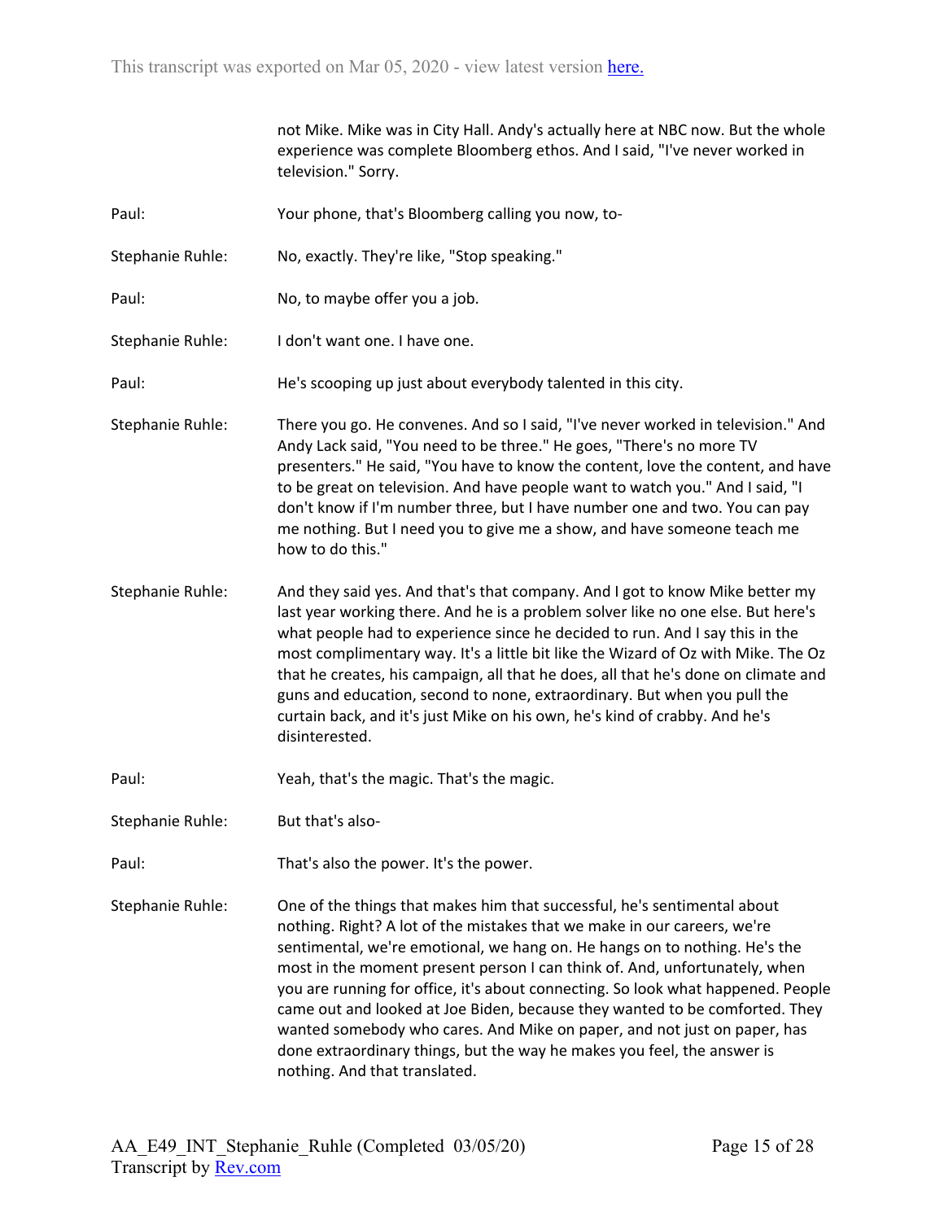not Mike. Mike was in City Hall. Andy's actually here at NBC now. But the whole experience was complete Bloomberg ethos. And I said, "I've never worked in television." Sorry.

Paul: Your phone, that's Bloomberg calling you now, to-

Stephanie Ruhle: No, exactly. They're like, "Stop speaking."

Paul: No, to maybe offer you a job.

Stephanie Ruhle: I don't want one. I have one.

Paul: He's scooping up just about everybody talented in this city.

Stephanie Ruhle: There you go. He convenes. And so I said, "I've never worked in television." And Andy Lack said, "You need to be three." He goes, "There's no more TV presenters." He said, "You have to know the content, love the content, and have to be great on television. And have people want to watch you." And I said, "I don't know if I'm number three, but I have number one and two. You can pay me nothing. But I need you to give me a show, and have someone teach me how to do this."

Stephanie Ruhle: And they said yes. And that's that company. And I got to know Mike better my last year working there. And he is a problem solver like no one else. But here's what people had to experience since he decided to run. And I say this in the most complimentary way. It's a little bit like the Wizard of Oz with Mike. The Oz that he creates, his campaign, all that he does, all that he's done on climate and guns and education, second to none, extraordinary. But when you pull the curtain back, and it's just Mike on his own, he's kind of crabby. And he's disinterested.

Paul: Yeah, that's the magic. That's the magic.

Stephanie Ruhle: But that's also-

Paul: That's also the power. It's the power.

Stephanie Ruhle: One of the things that makes him that successful, he's sentimental about nothing. Right? A lot of the mistakes that we make in our careers, we're sentimental, we're emotional, we hang on. He hangs on to nothing. He's the most in the moment present person I can think of. And, unfortunately, when you are running for office, it's about connecting. So look what happened. People came out and looked at Joe Biden, because they wanted to be comforted. They wanted somebody who cares. And Mike on paper, and not just on paper, has done extraordinary things, but the way he makes you feel, the answer is nothing. And that translated.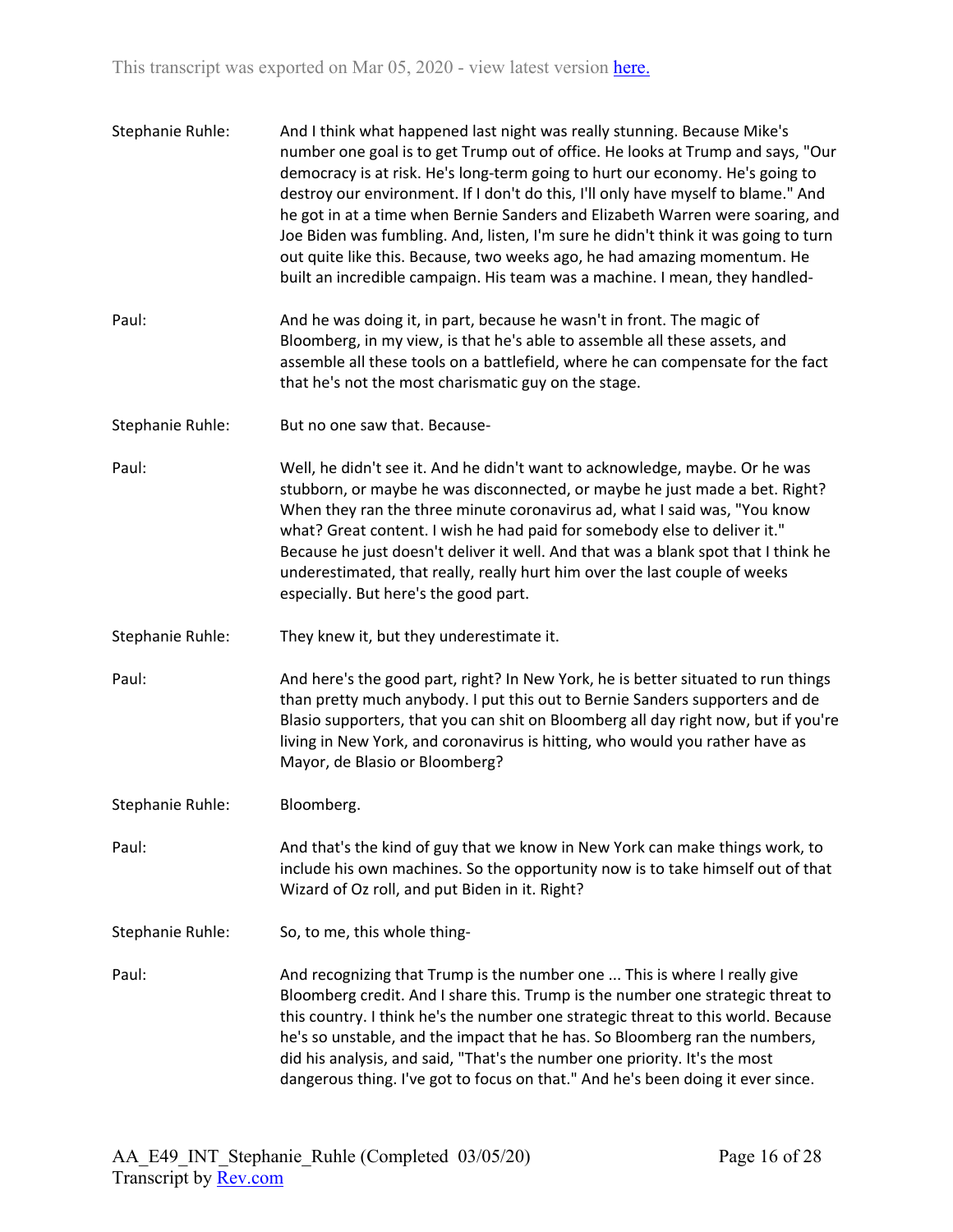Stephanie Ruhle: And I think what happened last night was really stunning. Because Mike's number one goal is to get Trump out of office. He looks at Trump and says, "Our democracy is at risk. He's long-term going to hurt our economy. He's going to destroy our environment. If I don't do this, I'll only have myself to blame." And he got in at a time when Bernie Sanders and Elizabeth Warren were soaring, and Joe Biden was fumbling. And, listen, I'm sure he didn't think it was going to turn out quite like this. Because, two weeks ago, he had amazing momentum. He built an incredible campaign. His team was a machine. I mean, they handled-

Paul: And he was doing it, in part, because he wasn't in front. The magic of Bloomberg, in my view, is that he's able to assemble all these assets, and assemble all these tools on a battlefield, where he can compensate for the fact that he's not the most charismatic guy on the stage.

Stephanie Ruhle: But no one saw that. Because-

Paul: Well, he didn't see it. And he didn't want to acknowledge, maybe. Or he was stubborn, or maybe he was disconnected, or maybe he just made a bet. Right? When they ran the three minute coronavirus ad, what I said was, "You know what? Great content. I wish he had paid for somebody else to deliver it." Because he just doesn't deliver it well. And that was a blank spot that I think he underestimated, that really, really hurt him over the last couple of weeks especially. But here's the good part.

Stephanie Ruhle: They knew it, but they underestimate it.

Paul: And here's the good part, right? In New York, he is better situated to run things than pretty much anybody. I put this out to Bernie Sanders supporters and de Blasio supporters, that you can shit on Bloomberg all day right now, but if you're living in New York, and coronavirus is hitting, who would you rather have as Mayor, de Blasio or Bloomberg?

Stephanie Ruhle: Bloomberg.

Paul: And that's the kind of guy that we know in New York can make things work, to include his own machines. So the opportunity now is to take himself out of that Wizard of Oz roll, and put Biden in it. Right?

Stephanie Ruhle: So, to me, this whole thing-

Paul: And recognizing that Trump is the number one ... This is where I really give Bloomberg credit. And I share this. Trump is the number one strategic threat to this country. I think he's the number one strategic threat to this world. Because he's so unstable, and the impact that he has. So Bloomberg ran the numbers, did his analysis, and said, "That's the number one priority. It's the most dangerous thing. I've got to focus on that." And he's been doing it ever since.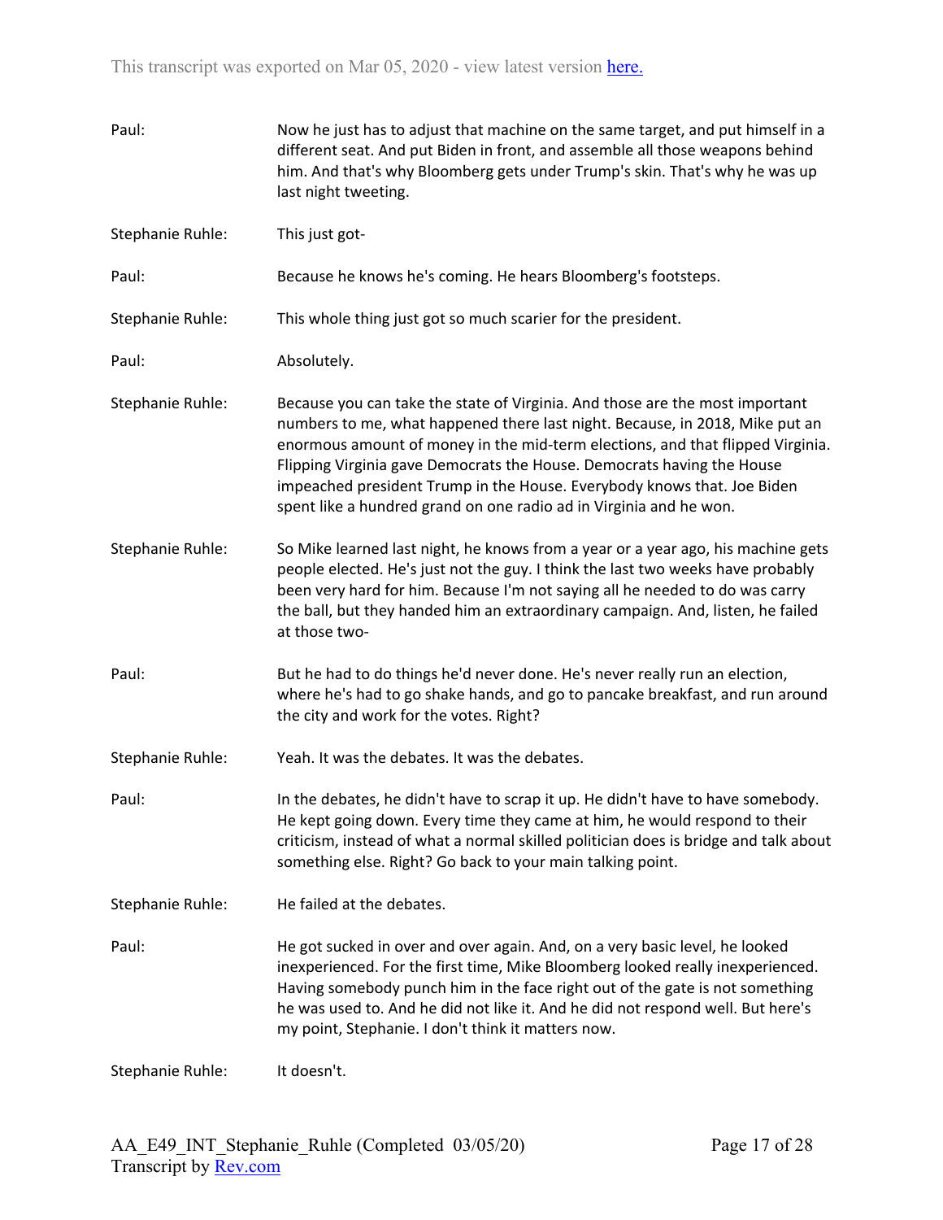Paul: Now he just has to adjust that machine on the same target, and put himself in a different seat. And put Biden in front, and assemble all those weapons behind him. And that's why Bloomberg gets under Trump's skin. That's why he was up last night tweeting.

Stephanie Ruhle: This just got-

Paul: Because he knows he's coming. He hears Bloomberg's footsteps.

Stephanie Ruhle: This whole thing just got so much scarier for the president.

Paul: Absolutely.

Stephanie Ruhle: Because you can take the state of Virginia. And those are the most important numbers to me, what happened there last night. Because, in 2018, Mike put an enormous amount of money in the mid-term elections, and that flipped Virginia. Flipping Virginia gave Democrats the House. Democrats having the House impeached president Trump in the House. Everybody knows that. Joe Biden spent like a hundred grand on one radio ad in Virginia and he won.

Stephanie Ruhle: So Mike learned last night, he knows from a year or a year ago, his machine gets people elected. He's just not the guy. I think the last two weeks have probably been very hard for him. Because I'm not saying all he needed to do was carry the ball, but they handed him an extraordinary campaign. And, listen, he failed at those two-

Paul: But he had to do things he'd never done. He's never really run an election, where he's had to go shake hands, and go to pancake breakfast, and run around the city and work for the votes. Right?

Stephanie Ruhle: Yeah. It was the debates. It was the debates.

Paul: In the debates, he didn't have to scrap it up. He didn't have to have somebody. He kept going down. Every time they came at him, he would respond to their criticism, instead of what a normal skilled politician does is bridge and talk about something else. Right? Go back to your main talking point.

Stephanie Ruhle: He failed at the debates.

Paul: He got sucked in over and over again. And, on a very basic level, he looked inexperienced. For the first time, Mike Bloomberg looked really inexperienced. Having somebody punch him in the face right out of the gate is not something he was used to. And he did not like it. And he did not respond well. But here's my point, Stephanie. I don't think it matters now.

Stephanie Ruhle: It doesn't.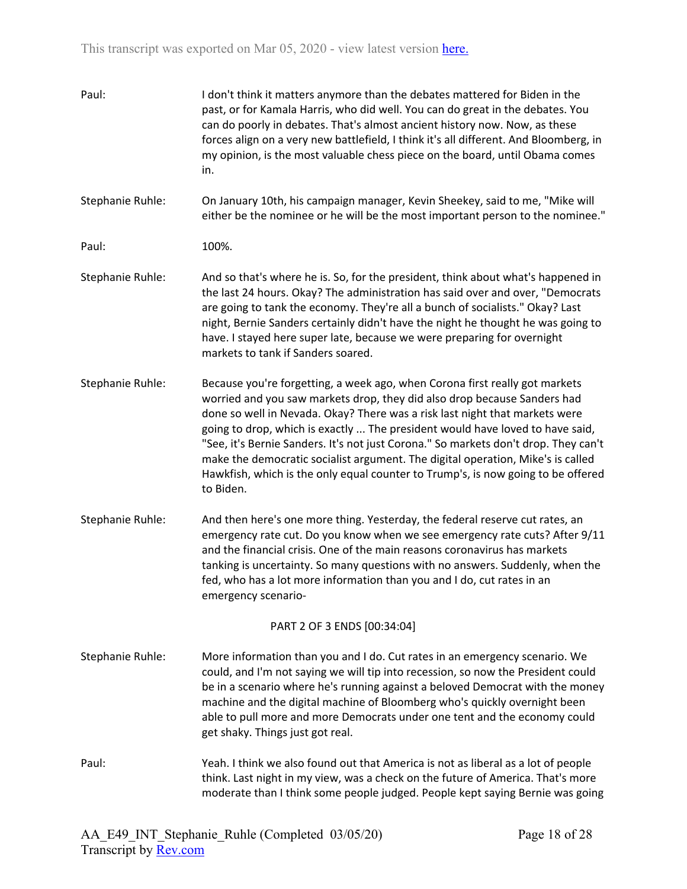Paul: I don't think it matters anymore than the debates mattered for Biden in the past, or for Kamala Harris, who did well. You can do great in the debates. You can do poorly in debates. That's almost ancient history now. Now, as these forces align on a very new battlefield, I think it's all different. And Bloomberg, in my opinion, is the most valuable chess piece on the board, until Obama comes in.

Stephanie Ruhle: On January 10th, his campaign manager, Kevin Sheekey, said to me, "Mike will either be the nominee or he will be the most important person to the nominee."

Paul: 100%.

Stephanie Ruhle: And so that's where he is. So, for the president, think about what's happened in the last 24 hours. Okay? The administration has said over and over, "Democrats are going to tank the economy. They're all a bunch of socialists." Okay? Last night, Bernie Sanders certainly didn't have the night he thought he was going to have. I stayed here super late, because we were preparing for overnight markets to tank if Sanders soared.

Stephanie Ruhle: Because you're forgetting, a week ago, when Corona first really got markets worried and you saw markets drop, they did also drop because Sanders had done so well in Nevada. Okay? There was a risk last night that markets were going to drop, which is exactly ... The president would have loved to have said, "See, it's Bernie Sanders. It's not just Corona." So markets don't drop. They can't make the democratic socialist argument. The digital operation, Mike's is called Hawkfish, which is the only equal counter to Trump's, is now going to be offered to Biden.

Stephanie Ruhle: And then here's one more thing. Yesterday, the federal reserve cut rates, an emergency rate cut. Do you know when we see emergency rate cuts? After 9/11 and the financial crisis. One of the main reasons coronavirus has markets tanking is uncertainty. So many questions with no answers. Suddenly, when the fed, who has a lot more information than you and I do, cut rates in an emergency scenario-

PART 2 OF 3 ENDS [00:34:04]

Stephanie Ruhle: More information than you and I do. Cut rates in an emergency scenario. We could, and I'm not saying we will tip into recession, so now the President could be in a scenario where he's running against a beloved Democrat with the money machine and the digital machine of Bloomberg who's quickly overnight been able to pull more and more Democrats under one tent and the economy could get shaky. Things just got real.

Paul: Yeah. I think we also found out that America is not as liberal as a lot of people think. Last night in my view, was a check on the future of America. That's more moderate than I think some people judged. People kept saying Bernie was going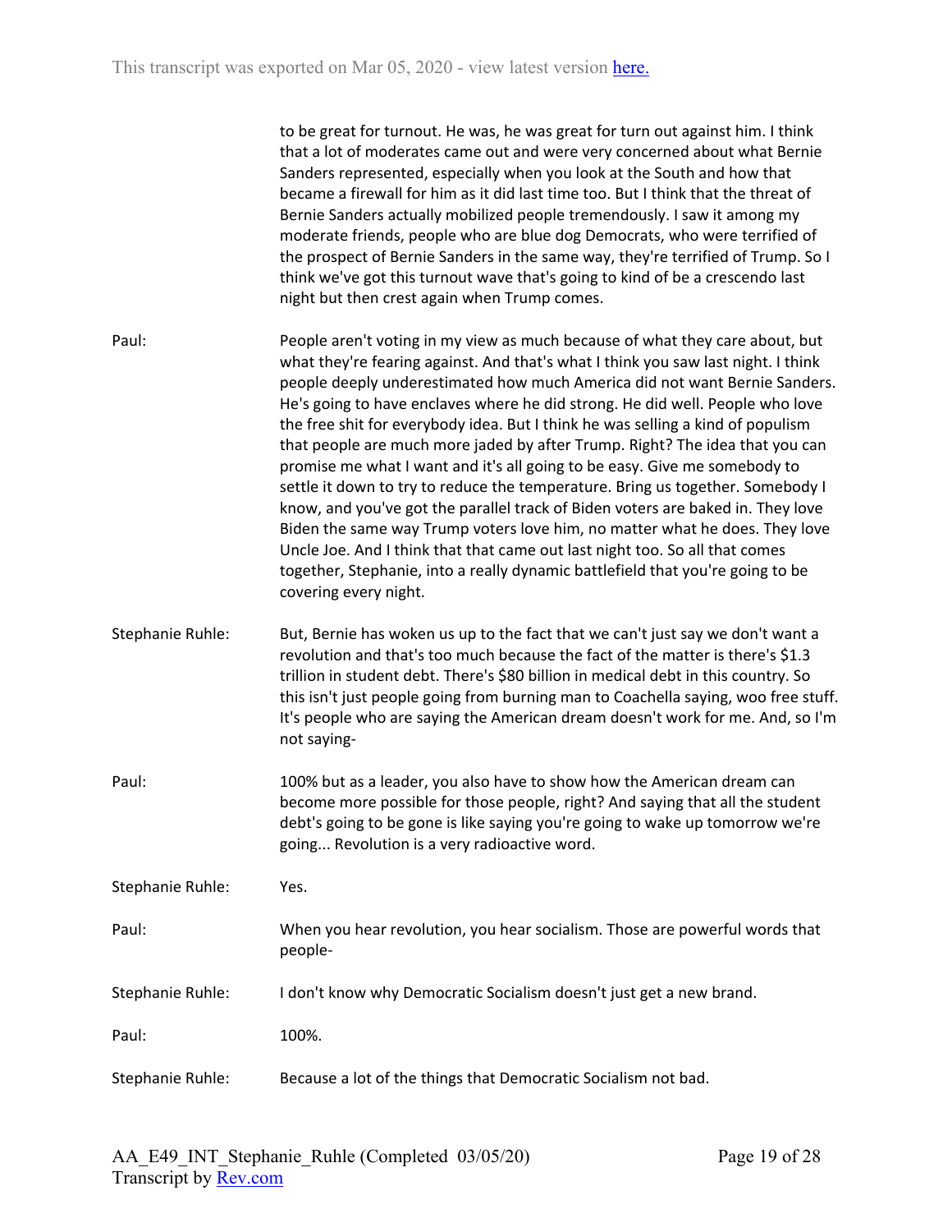to be great for turnout. He was, he was great for turn out against him. I think that a lot of moderates came out and were very concerned about what Bernie Sanders represented, especially when you look at the South and how that became a firewall for him as it did last time too. But I think that the threat of Bernie Sanders actually mobilized people tremendously. I saw it among my moderate friends, people who are blue dog Democrats, who were terrified of the prospect of Bernie Sanders in the same way, they're terrified of Trump. So I think we've got this turnout wave that's going to kind of be a crescendo last night but then crest again when Trump comes.

**Paul:** People aren't voting in my view as much because of what they care about, but what they're fearing against. And that's what I think you saw last night. I think people deeply underestimated how much America did not want Bernie Sanders. He's going to have enclaves where he did strong. He did well. People who love the free shit for everybody idea. But I think he was selling a kind of populism that people are much more jaded by after Trump. Right? The idea that you can promise me what I want and it's all going to be easy. Give me somebody to settle it down to try to reduce the temperature. Bring us together. Somebody I know, and you've got the parallel track of Biden voters are baked in. They love Biden the same way Trump voters love him, no matter what he does. They love Uncle Joe. And I think that that came out last night too. So all that comes together, Stephanie, into a really dynamic battlefield that you're going to be covering every night.

**Stephanie Ruhle:** But, Bernie has woken us up to the fact that we can't just say we don't want a revolution and that's too much because the fact of the matter is there's $1.3 trillion in student debt. There's $80 billion in medical debt in this country. So this isn't just people going from burning man to Coachella saying, woo free stuff. It's people who are saying the American dream doesn't work for me. And, so I'm not saying-

**Paul:** 100% but as a leader, you also have to show how the American dream can become more possible for those people, right? And saying that all the student debt's going to be gone is like saying you're going to wake up tomorrow we're going... Revolution is a very radioactive word.

**Stephanie Ruhle:** Yes.

**Paul:** When you hear revolution, you hear socialism. Those are powerful words that people-

**Stephanie Ruhle:** I don't know why Democratic Socialism doesn't just get a new brand.

**Paul:** 100%.

**Stephanie Ruhle:** Because a lot of the things that Democratic Socialism not bad.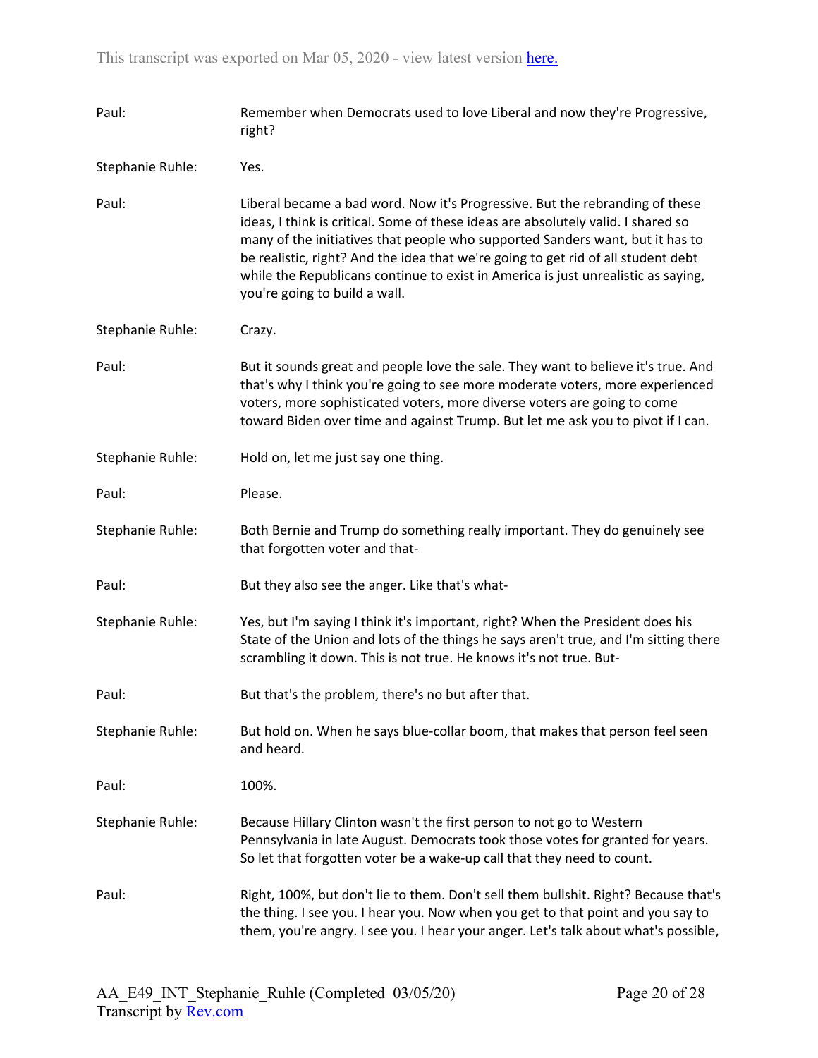Paul: Remember when Democrats used to love Liberal and now they're Progressive, right?

Stephanie Ruhle: Yes.

Paul: Liberal became a bad word. Now it's Progressive. But the rebranding of these ideas, I think is critical. Some of these ideas are absolutely valid. I shared so many of the initiatives that people who supported Sanders want, but it has to be realistic, right? And the idea that we're going to get rid of all student debt while the Republicans continue to exist in America is just unrealistic as saying, you're going to build a wall.

Stephanie Ruhle: Crazy.

Paul: But it sounds great and people love the sale. They want to believe it's true. And that's why I think you're going to see more moderate voters, more experienced voters, more sophisticated voters, more diverse voters are going to come toward Biden over time and against Trump. But let me ask you to pivot if I can.

Stephanie Ruhle: Hold on, let me just say one thing.

Paul: Please.

Stephanie Ruhle: Both Bernie and Trump do something really important. They do genuinely see that forgotten voter and that-

Paul: But they also see the anger. Like that's what-

Stephanie Ruhle: Yes, but I'm saying I think it's important, right? When the President does his State of the Union and lots of the things he says aren't true, and I'm sitting there scrambling it down. This is not true. He knows it's not true. But-

Paul: But that's the problem, there's no but after that.

Stephanie Ruhle: But hold on. When he says blue-collar boom, that makes that person feel seen and heard.

Paul: 100%.

Stephanie Ruhle: Because Hillary Clinton wasn't the first person to not go to Western Pennsylvania in late August. Democrats took those votes for granted for years. So let that forgotten voter be a wake-up call that they need to count.

Paul: Right, 100%, but don't lie to them. Don't sell them bullshit. Right? Because that's the thing. I see you. I hear you. Now when you get to that point and you say to them, you're angry. I see you. I hear your anger. Let's talk about what's possible,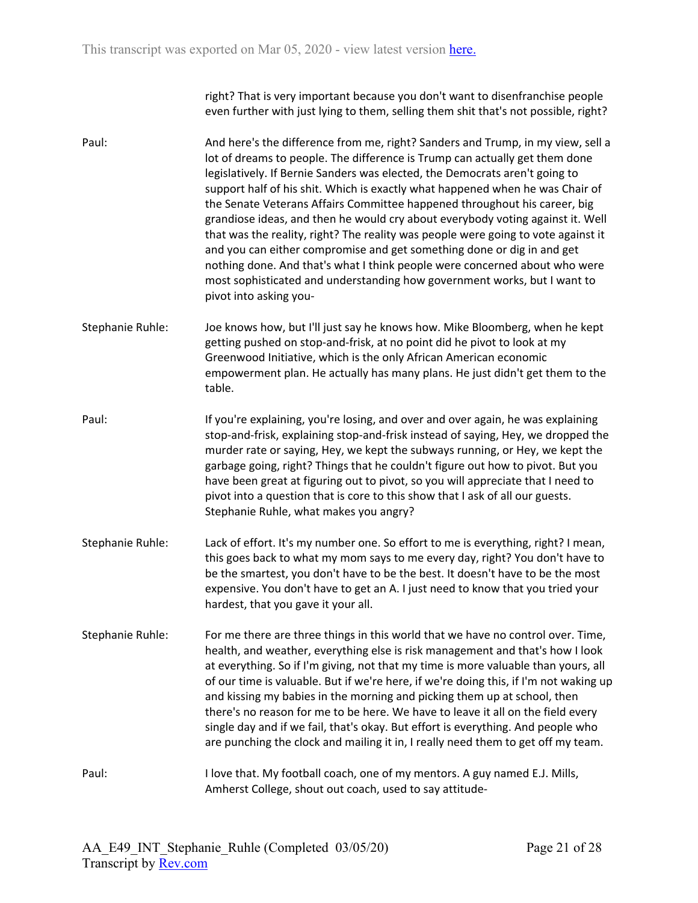right? That is very important because you don't want to disenfranchise people even further with just lying to them, selling them shit that's not possible, right?

**Paul:** And here's the difference from me, right? Sanders and Trump, in my view, sell a lot of dreams to people. The difference is Trump can actually get them done legislatively. If Bernie Sanders was elected, the Democrats aren't going to support half of his shit. Which is exactly what happened when he was Chair of the Senate Veterans Affairs Committee happened throughout his career, big grandiose ideas, and then he would cry about everybody voting against it. Well that was the reality, right? The reality was people were going to vote against it and you can either compromise and get something done or dig in and get nothing done. And that's what I think people were concerned about who were most sophisticated and understanding how government works, but I want to pivot into asking you-

**Stephanie Ruhle:** Joe knows how, but I'll just say he knows how. Mike Bloomberg, when he kept getting pushed on stop-and-frisk, at no point did he pivot to look at my Greenwood Initiative, which is the only African American economic empowerment plan. He actually has many plans. He just didn't get them to the table.

**Paul:** If you're explaining, you're losing, and over and over again, he was explaining stop-and-frisk, explaining stop-and-frisk instead of saying, Hey, we dropped the murder rate or saying, Hey, we kept the subways running, or Hey, we kept the garbage going, right? Things that he couldn't figure out how to pivot. But you have been great at figuring out to pivot, so you will appreciate that I need to pivot into a question that is core to this show that I ask of all our guests. Stephanie Ruhle, what makes you angry?

**Stephanie Ruhle:** Lack of effort. It's my number one. So effort to me is everything, right? I mean, this goes back to what my mom says to me every day, right? You don't have to be the smartest, you don't have to be the best. It doesn't have to be the most expensive. You don't have to get an A. I just need to know that you tried your hardest, that you gave it your all.

**Stephanie Ruhle:** For me there are three things in this world that we have no control over. Time, health, and weather, everything else is risk management and that's how I look at everything. So if I'm giving, not that my time is more valuable than yours, all of our time is valuable. But if we're here, if we're doing this, if I'm not waking up and kissing my babies in the morning and picking them up at school, then there's no reason for me to be here. We have to leave it all on the field every single day and if we fail, that's okay. But effort is everything. And people who are punching the clock and mailing it in, I really need them to get off my team.

**Paul:** I love that. My football coach, one of my mentors. A guy named E.J. Mills, Amherst College, shout out coach, used to say attitude-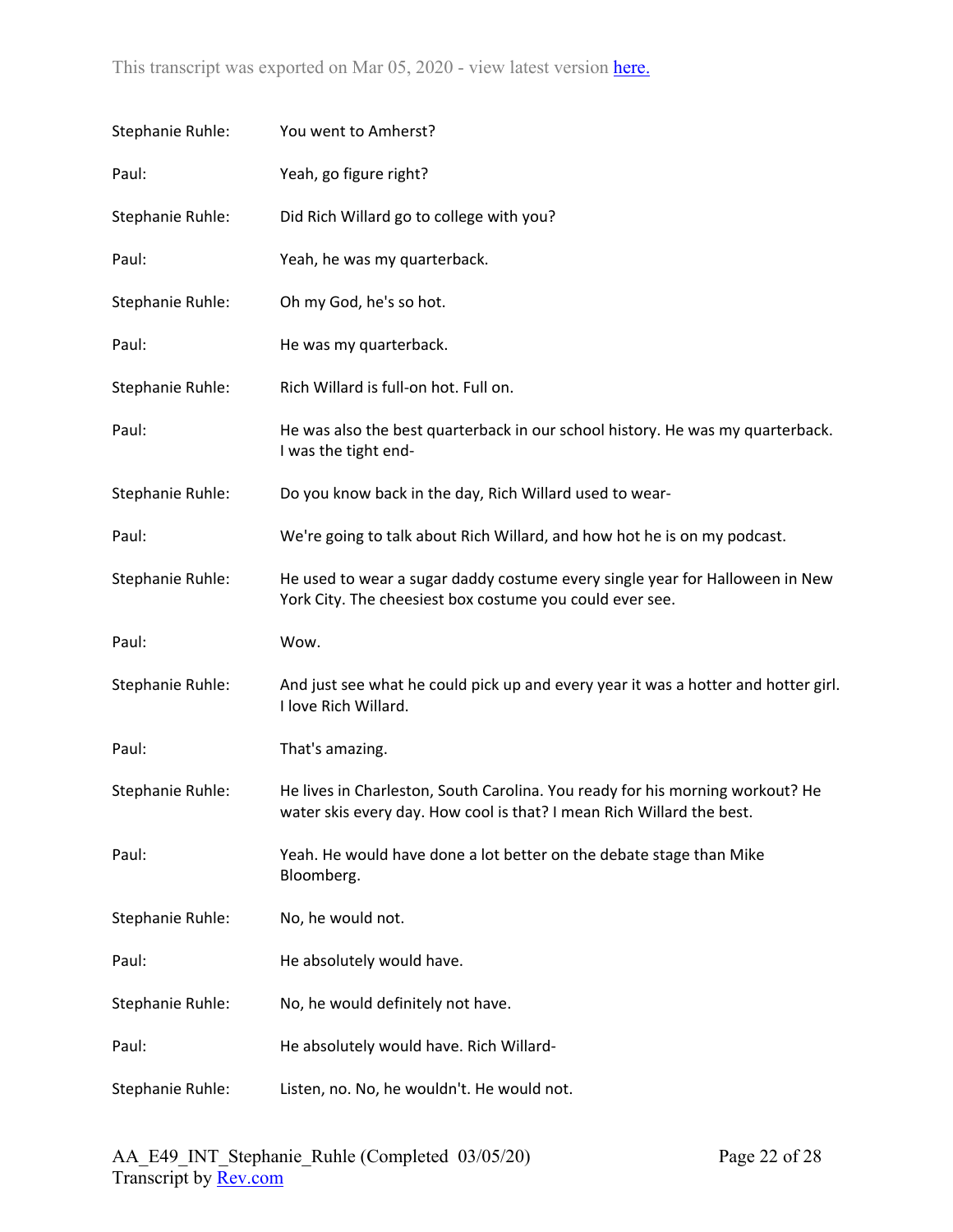Stephanie Ruhle: You went to Amherst?

Paul: Yeah, go figure right?

Stephanie Ruhle: Did Rich Willard go to college with you?

Paul: Yeah, he was my quarterback.

Stephanie Ruhle: Oh my God, he's so hot.

Paul: He was my quarterback.

Stephanie Ruhle: Rich Willard is full-on hot. Full on.

Paul: He was also the best quarterback in our school history. He was my quarterback. I was the tight end-

Stephanie Ruhle: Do you know back in the day, Rich Willard used to wear-

Paul: We're going to talk about Rich Willard, and how hot he is on my podcast.

Stephanie Ruhle: He used to wear a sugar daddy costume every single year for Halloween in New York City. The cheesiest box costume you could ever see.

Paul: Wow.

Stephanie Ruhle: And just see what he could pick up and every year it was a hotter and hotter girl. I love Rich Willard.

Paul: That's amazing.

Stephanie Ruhle: He lives in Charleston, South Carolina. You ready for his morning workout? He water skis every day. How cool is that? I mean Rich Willard the best.

Paul: Yeah. He would have done a lot better on the debate stage than Mike Bloomberg.

Stephanie Ruhle: No, he would not.

Paul: He absolutely would have.

Stephanie Ruhle: No, he would definitely not have.

Paul: He absolutely would have. Rich Willard-

Stephanie Ruhle: Listen, no. No, he wouldn't. He would not.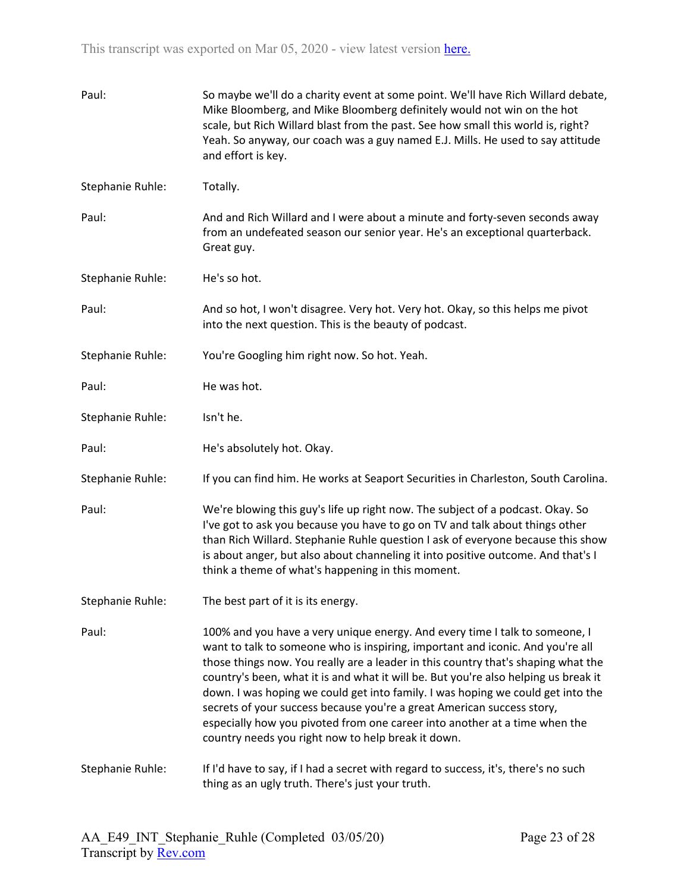**Paul:** So maybe we'll do a charity event at some point. We'll have Rich Willard debate, Mike Bloomberg, and Mike Bloomberg definitely would not win on the hot scale, but Rich Willard blast from the past. See how small this world is, right? Yeah. So anyway, our coach was a guy named E.J. Mills. He used to say attitude and effort is key.

**Stephanie Ruhle:** Totally.

**Paul:** And and Rich Willard and I were about a minute and forty-seven seconds away from an undefeated season our senior year. He's an exceptional quarterback. Great guy.

**Stephanie Ruhle:** He's so hot.

**Paul:** And so hot, I won't disagree. Very hot. Very hot. Okay, so this helps me pivot into the next question. This is the beauty of podcast.

**Stephanie Ruhle:** You're Googling him right now. So hot. Yeah.

**Paul:** He was hot.

**Stephanie Ruhle:** Isn't he.

**Paul:** He's absolutely hot. Okay.

**Stephanie Ruhle:** If you can find him. He works at Seaport Securities in Charleston, South Carolina.

**Paul:** We're blowing this guy's life up right now. The subject of a podcast. Okay. So I've got to ask you because you have to go on TV and talk about things other than Rich Willard. Stephanie Ruhle question I ask of everyone because this show is about anger, but also about channeling it into positive outcome. And that's I think a theme of what's happening in this moment.

**Stephanie Ruhle:** The best part of it is its energy.

**Paul:** 100% and you have a very unique energy. And every time I talk to someone, I want to talk to someone who is inspiring, important and iconic. And you're all those things now. You really are a leader in this country that's shaping what the country's been, what it is and what it will be. But you're also helping us break it down. I was hoping we could get into family. I was hoping we could get into the secrets of your success because you're a great American success story, especially how you pivoted from one career into another at a time when the country needs you right now to help break it down.

**Stephanie Ruhle:** If I'd have to say, if I had a secret with regard to success, it's, there's no such thing as an ugly truth. There's just your truth.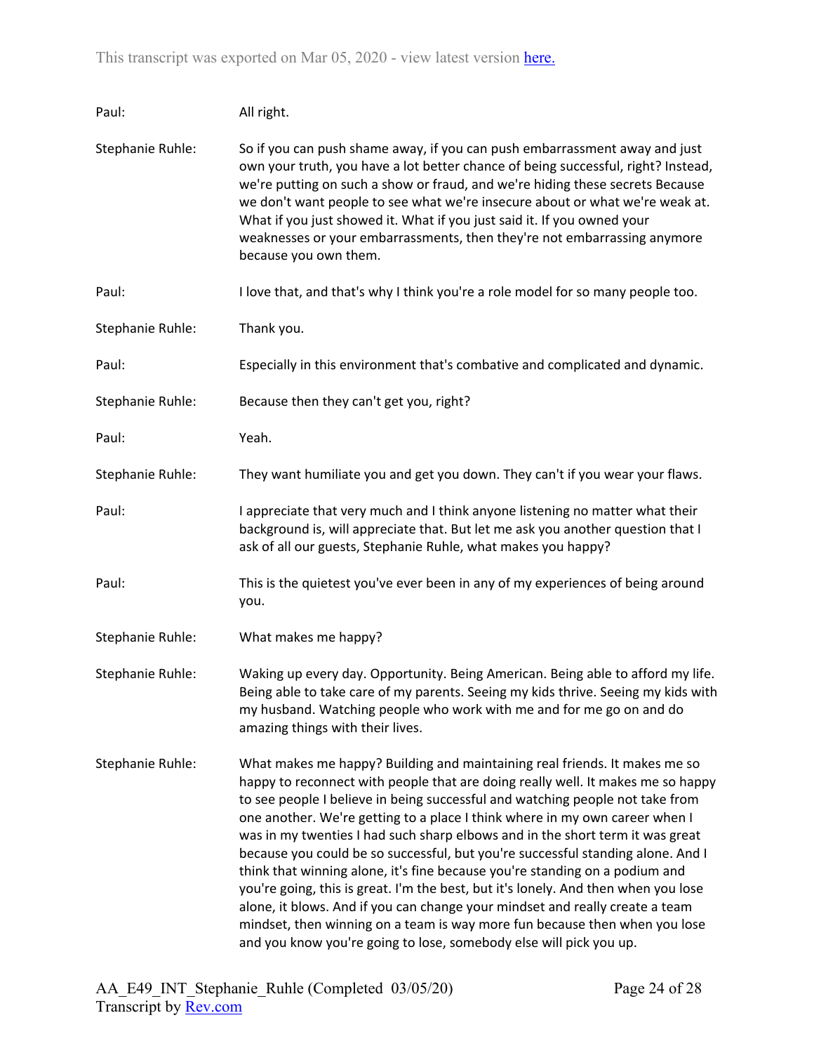Paul: All right.

Stephanie Ruhle: So if you can push shame away, if you can push embarrassment away and just own your truth, you have a lot better chance of being successful, right? Instead, we're putting on such a show or fraud, and we're hiding these secrets Because we don't want people to see what we're insecure about or what we're weak at. What if you just showed it. What if you just said it. If you owned your weaknesses or your embarrassments, then they're not embarrassing anymore because you own them.

Paul: I love that, and that's why I think you're a role model for so many people too.

Stephanie Ruhle: Thank you.

Paul: Especially in this environment that's combative and complicated and dynamic.

Stephanie Ruhle: Because then they can't get you, right?

Paul: Yeah.

Stephanie Ruhle: They want humiliate you and get you down. They can't if you wear your flaws.

Paul: I appreciate that very much and I think anyone listening no matter what their background is, will appreciate that. But let me ask you another question that I ask of all our guests, Stephanie Ruhle, what makes you happy?

Paul: This is the quietest you've ever been in any of my experiences of being around you.

Stephanie Ruhle: What makes me happy?

Stephanie Ruhle: Waking up every day. Opportunity. Being American. Being able to afford my life. Being able to take care of my parents. Seeing my kids thrive. Seeing my kids with my husband. Watching people who work with me and for me go on and do amazing things with their lives.

Stephanie Ruhle: What makes me happy? Building and maintaining real friends. It makes me so happy to reconnect with people that are doing really well. It makes me so happy to see people I believe in being successful and watching people not take from one another. We're getting to a place I think where in my own career when I was in my twenties I had such sharp elbows and in the short term it was great because you could be so successful, but you're successful standing alone. And I think that winning alone, it's fine because you're standing on a podium and you're going, this is great. I'm the best, but it's lonely. And then when you lose alone, it blows. And if you can change your mindset and really create a team mindset, then winning on a team is way more fun because then when you lose and you know you're going to lose, somebody else will pick you up.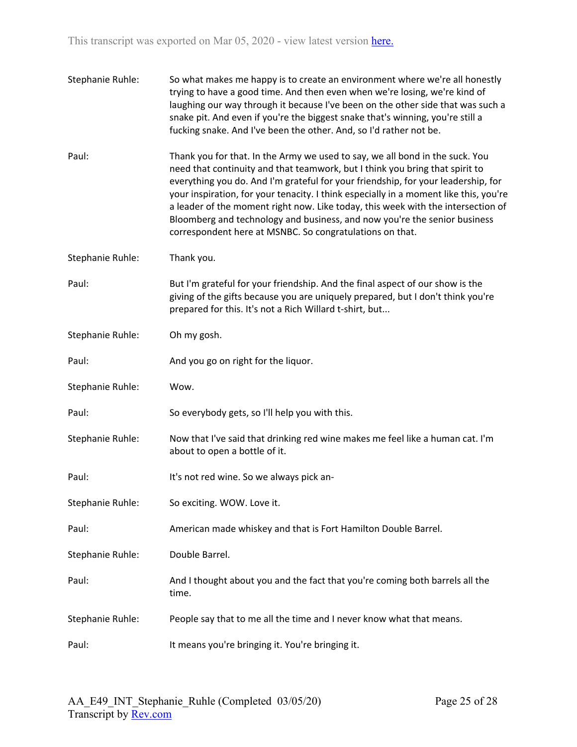Stephanie Ruhle: So what makes me happy is to create an environment where we're all honestly trying to have a good time. And then even when we're losing, we're kind of laughing our way through it because I've been on the other side that was such a snake pit. And even if you're the biggest snake that's winning, you're still a fucking snake. And I've been the other. And, so I'd rather not be.

Paul: Thank you for that. In the Army we used to say, we all bond in the suck. You need that continuity and that teamwork, but I think you bring that spirit to everything you do. And I'm grateful for your friendship, for your leadership, for your inspiration, for your tenacity. I think especially in a moment like this, you're a leader of the moment right now. Like today, this week with the intersection of Bloomberg and technology and business, and now you're the senior business correspondent here at MSNBC. So congratulations on that.

Stephanie Ruhle: Thank you.

Paul: But I'm grateful for your friendship. And the final aspect of our show is the giving of the gifts because you are uniquely prepared, but I don't think you're prepared for this. It's not a Rich Willard t-shirt, but...

Stephanie Ruhle: Oh my gosh.

Paul: And you go on right for the liquor.

Stephanie Ruhle: Wow.

Paul: So everybody gets, so I'll help you with this.

Stephanie Ruhle: Now that I've said that drinking red wine makes me feel like a human cat. I'm about to open a bottle of it.

Paul: It's not red wine. So we always pick an-

Stephanie Ruhle: So exciting. WOW. Love it.

Paul: American made whiskey and that is Fort Hamilton Double Barrel.

Stephanie Ruhle: Double Barrel.

Paul: And I thought about you and the fact that you're coming both barrels all the time.

Stephanie Ruhle: People say that to me all the time and I never know what that means.

Paul: It means you're bringing it. You're bringing it.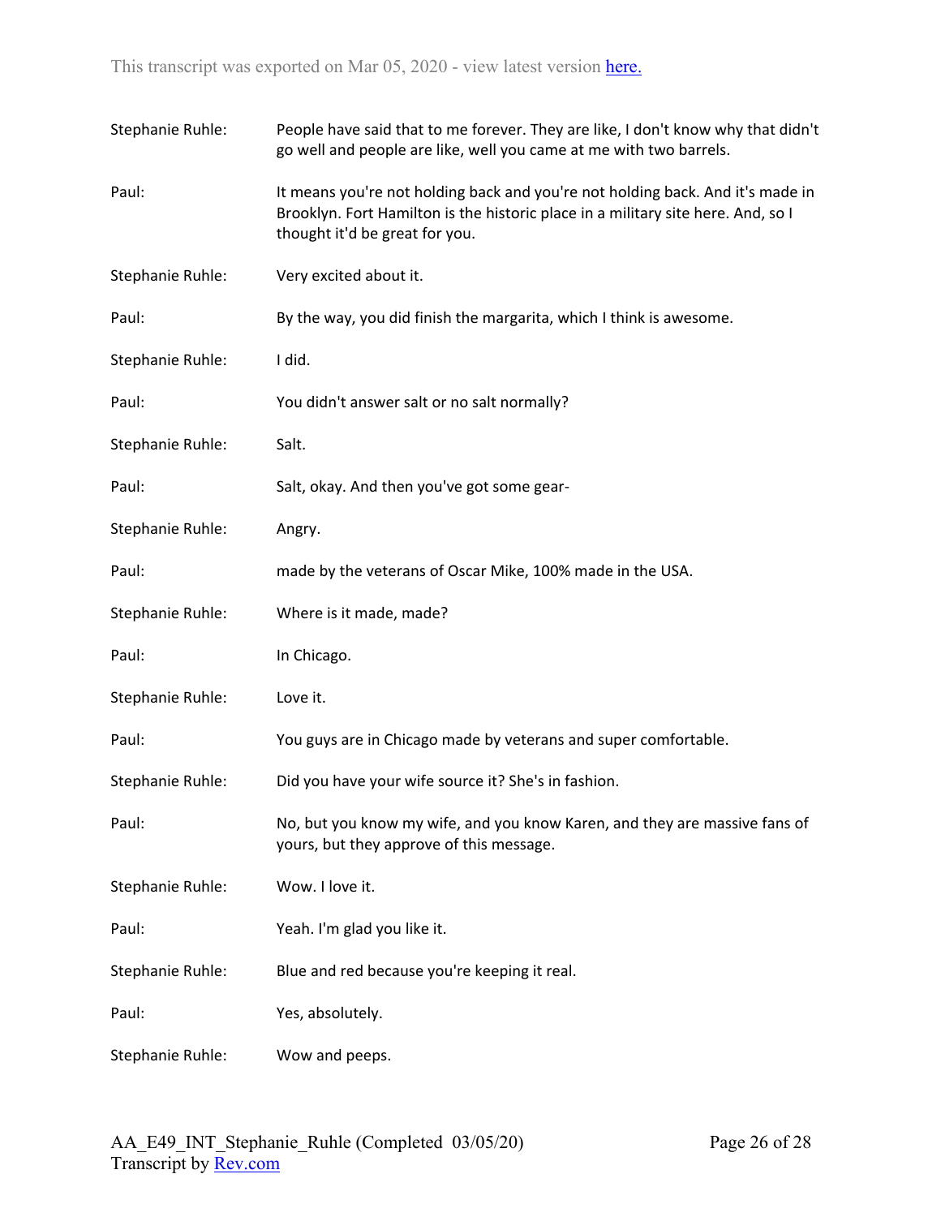**Stephanie Ruhle:** People have said that to me forever. They are like, I don't know why that didn't go well and people are like, well you came at me with two barrels.

**Paul:** It means you're not holding back and you're not holding back. And it's made in Brooklyn. Fort Hamilton is the historic place in a military site here. And, so I thought it'd be great for you.

**Stephanie Ruhle:** Very excited about it.

**Paul:** By the way, you did finish the margarita, which I think is awesome.

**Stephanie Ruhle:** I did.

**Paul:** You didn't answer salt or no salt normally?

**Stephanie Ruhle:** Salt.

**Paul:** Salt, okay. And then you've got some gear-

**Stephanie Ruhle:** Angry.

**Paul:** made by the veterans of Oscar Mike, 100% made in the USA.

**Stephanie Ruhle:** Where is it made, made?

**Paul:** In Chicago.

**Stephanie Ruhle:** Love it.

**Paul:** You guys are in Chicago made by veterans and super comfortable.

**Stephanie Ruhle:** Did you have your wife source it? She's in fashion.

**Paul:** No, but you know my wife, and you know Karen, and they are massive fans of yours, but they approve of this message.

**Stephanie Ruhle:** Wow. I love it.

**Paul:** Yeah. I'm glad you like it.

**Stephanie Ruhle:** Blue and red because you're keeping it real.

**Paul:** Yes, absolutely.

**Stephanie Ruhle:** Wow and peeps.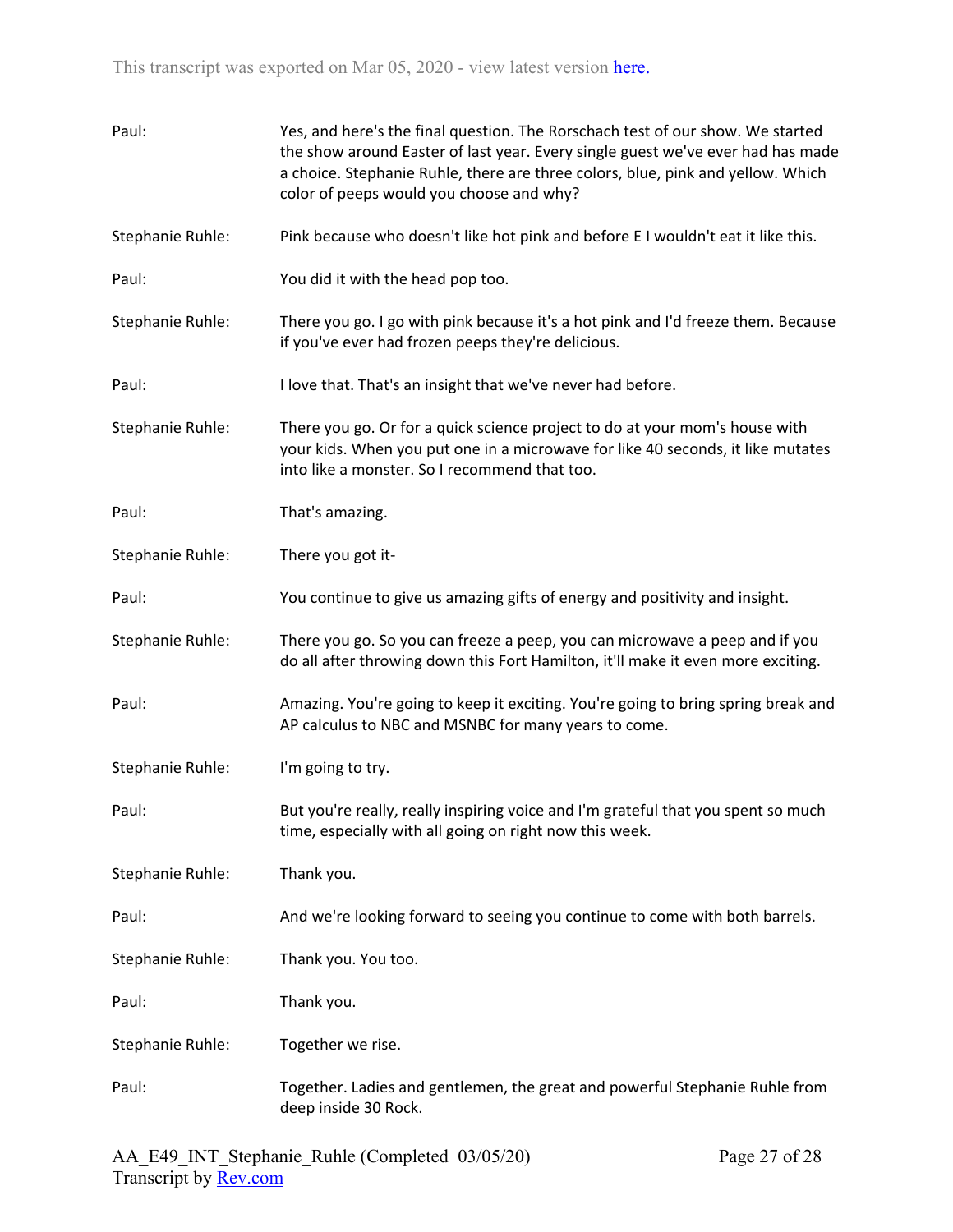Paul: Yes, and here's the final question. The Rorschach test of our show. We started the show around Easter of last year. Every single guest we've ever had has made a choice. Stephanie Ruhle, there are three colors, blue, pink and yellow. Which color of peeps would you choose and why?

Stephanie Ruhle: Pink because who doesn't like hot pink and before E I wouldn't eat it like this.

Paul: You did it with the head pop too.

Stephanie Ruhle: There you go. I go with pink because it's a hot pink and I'd freeze them. Because if you've ever had frozen peeps they're delicious.

Paul: I love that. That's an insight that we've never had before.

Stephanie Ruhle: There you go. Or for a quick science project to do at your mom's house with your kids. When you put one in a microwave for like 40 seconds, it like mutates into like a monster. So I recommend that too.

Paul: That's amazing.

Stephanie Ruhle: There you got it-

Paul: You continue to give us amazing gifts of energy and positivity and insight.

Stephanie Ruhle: There you go. So you can freeze a peep, you can microwave a peep and if you do all after throwing down this Fort Hamilton, it'll make it even more exciting.

Paul: Amazing. You're going to keep it exciting. You're going to bring spring break and AP calculus to NBC and MSNBC for many years to come.

Stephanie Ruhle: I'm going to try.

Paul: But you're really, really inspiring voice and I'm grateful that you spent so much time, especially with all going on right now this week.

Stephanie Ruhle: Thank you.

Paul: And we're looking forward to seeing you continue to come with both barrels.

Stephanie Ruhle: Thank you. You too.

Paul: Thank you.

Stephanie Ruhle: Together we rise.

Paul: Together. Ladies and gentlemen, the great and powerful Stephanie Ruhle from deep inside 30 Rock.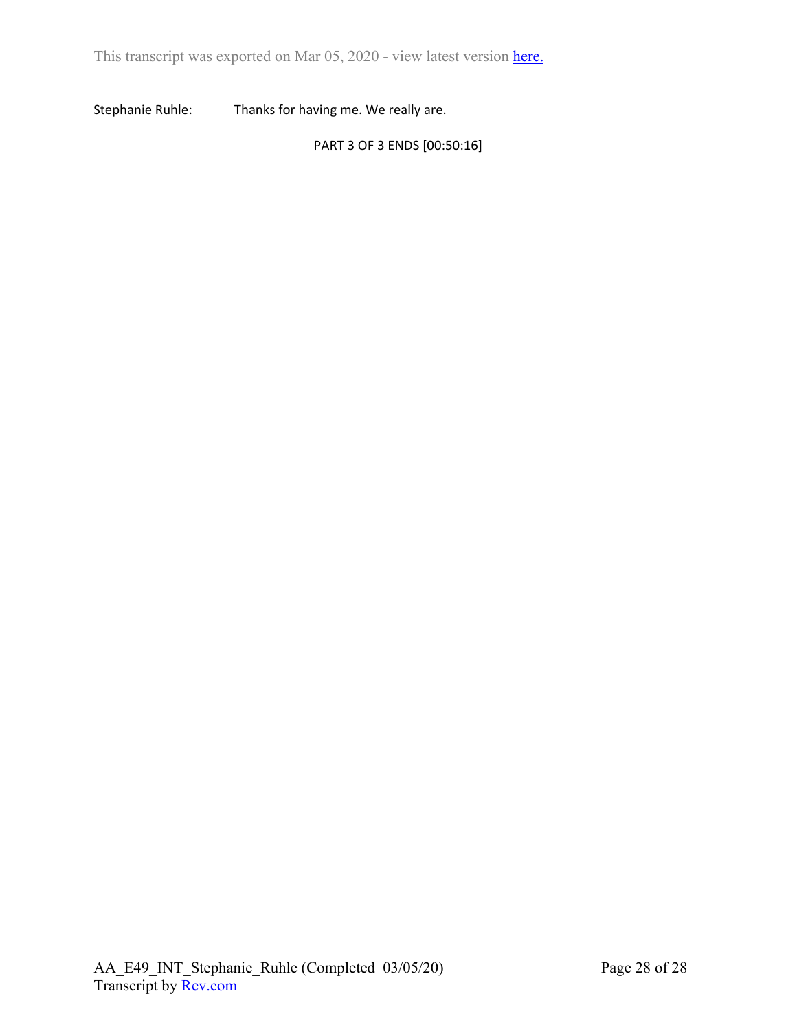Stephanie Ruhle: Thanks for having me. We really are.

PART 3 OF 3 ENDS [00:50:16]